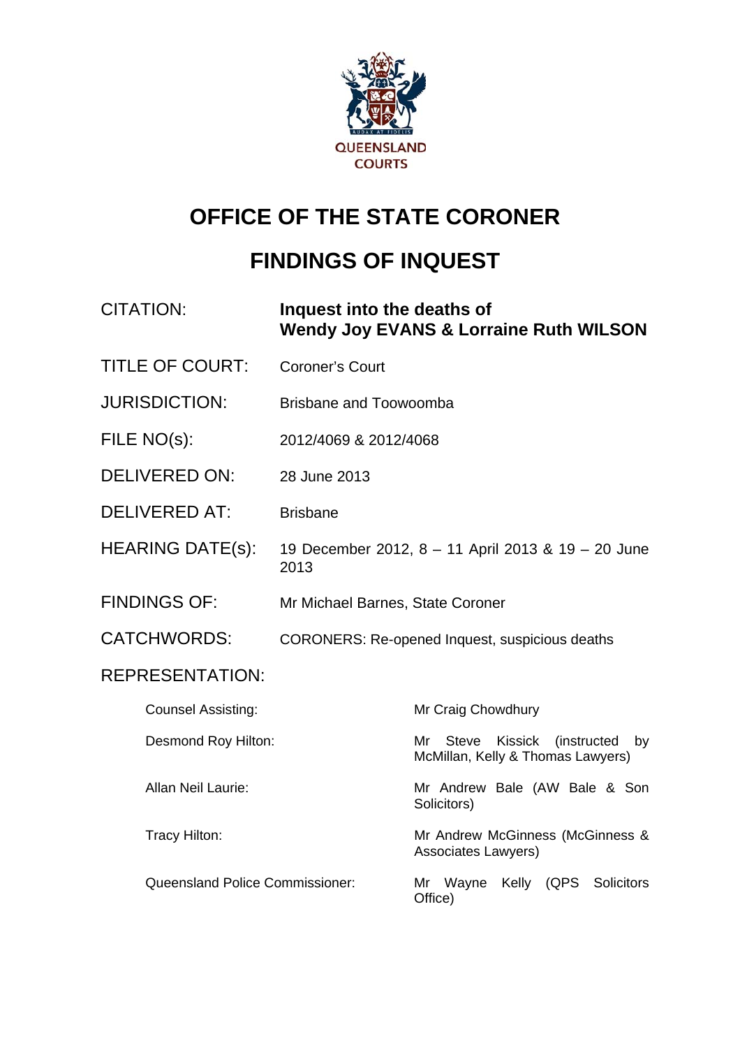QUEENSLAND COURTS

# OFFICE OF THE STATE CORONER

# FINDINGS OF INQUEST

| | |
|---|---|
| CITATION: | **Inquest into the deaths of Wendy Joy EVANS & Lorraine Ruth WILSON** |
| TITLE OF COURT: | Coroner's Court |
| JURISDICTION: | Brisbane and Toowoomba |
| FILE NO(s): | 2012/4069 & 2012/4068 |
| DELIVERED ON: | 28 June 2013 |
| DELIVERED AT: | Brisbane |
| HEARING DATE(s): | 19 December 2012, 8 – 11 April 2013 & 19 – 20 June 2013 |
| FINDINGS OF: | Mr Michael Barnes, State Coroner |
| CATCHWORDS: | CORONERS: Re-opened Inquest, suspicious deaths |

REPRESENTATION:

| | |
|---|---|
| Counsel Assisting: | Mr Craig Chowdhury |
| Desmond Roy Hilton: | Mr Steve Kissick (instructed by McMillan, Kelly & Thomas Lawyers) |
| Allan Neil Laurie: | Mr Andrew Bale (AW Bale & Son Solicitors) |
| Tracy Hilton: | Mr Andrew McGinness (McGinness & Associates Lawyers) |
| Queensland Police Commissioner: | Mr Wayne Kelly (QPS Solicitors Office) |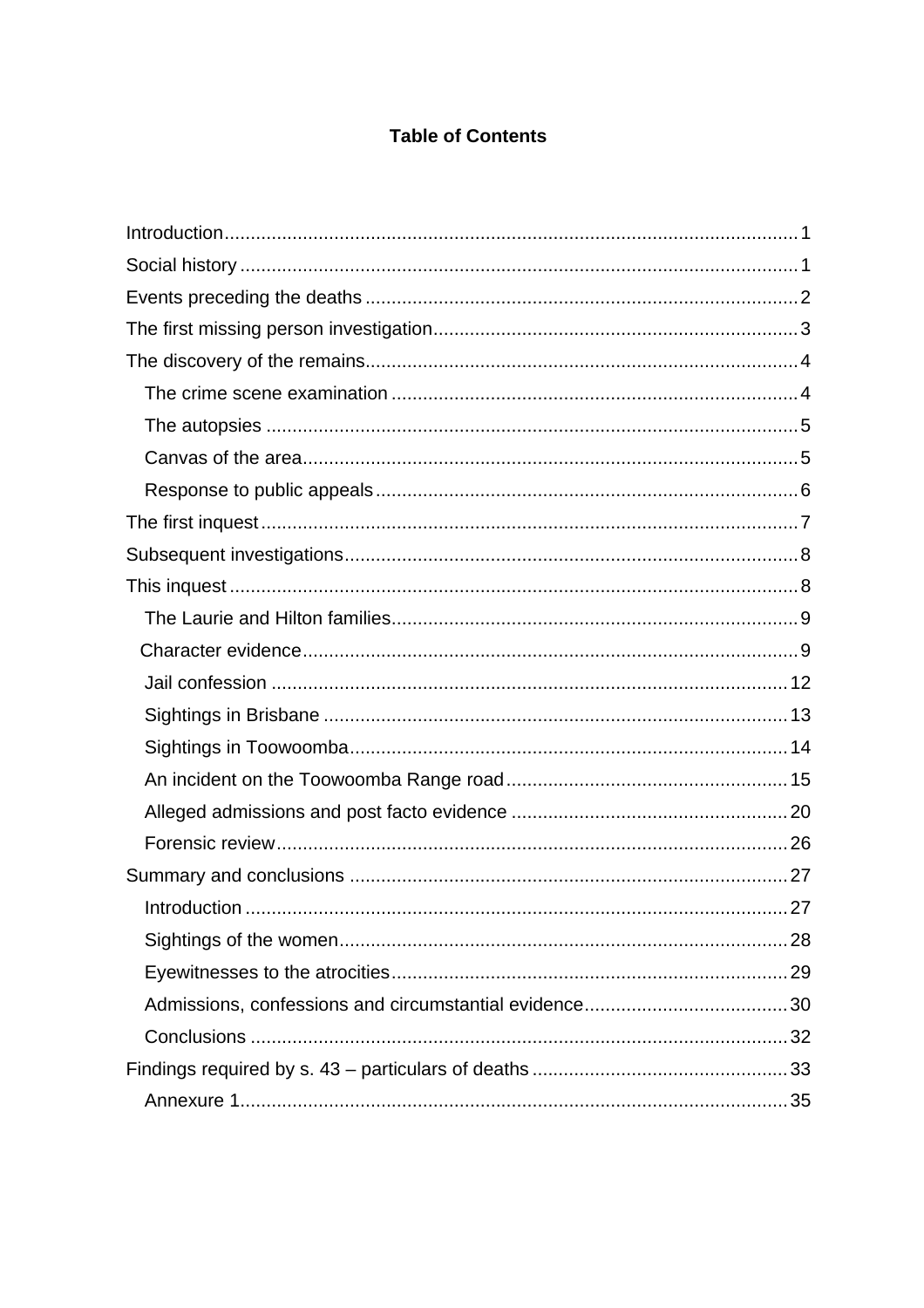**Table of Contents**

Introduction ... 1
Social history ... 1
Events preceding the deaths ... 2
The first missing person investigation ... 3
The discovery of the remains ... 4
- The crime scene examination ... 4
- The autopsies ... 5
- Canvas of the area ... 5
- Response to public appeals ... 6

The first inquest ... 7
Subsequent investigations ... 8
This inquest ... 8
- The Laurie and Hilton families ... 9
- Character evidence ... 9
- Jail confession ... 12
- Sightings in Brisbane ... 13
- Sightings in Toowoomba ... 14
- An incident on the Toowoomba Range road ... 15
- Alleged admissions and post facto evidence ... 20
- Forensic review ... 26

Summary and conclusions ... 27
- Introduction ... 27
- Sightings of the women ... 28
- Eyewitnesses to the atrocities ... 29
- Admissions, confessions and circumstantial evidence ... 30
- Conclusions ... 32

Findings required by s. 43 – particulars of deaths ... 33
- Annexure 1 ... 35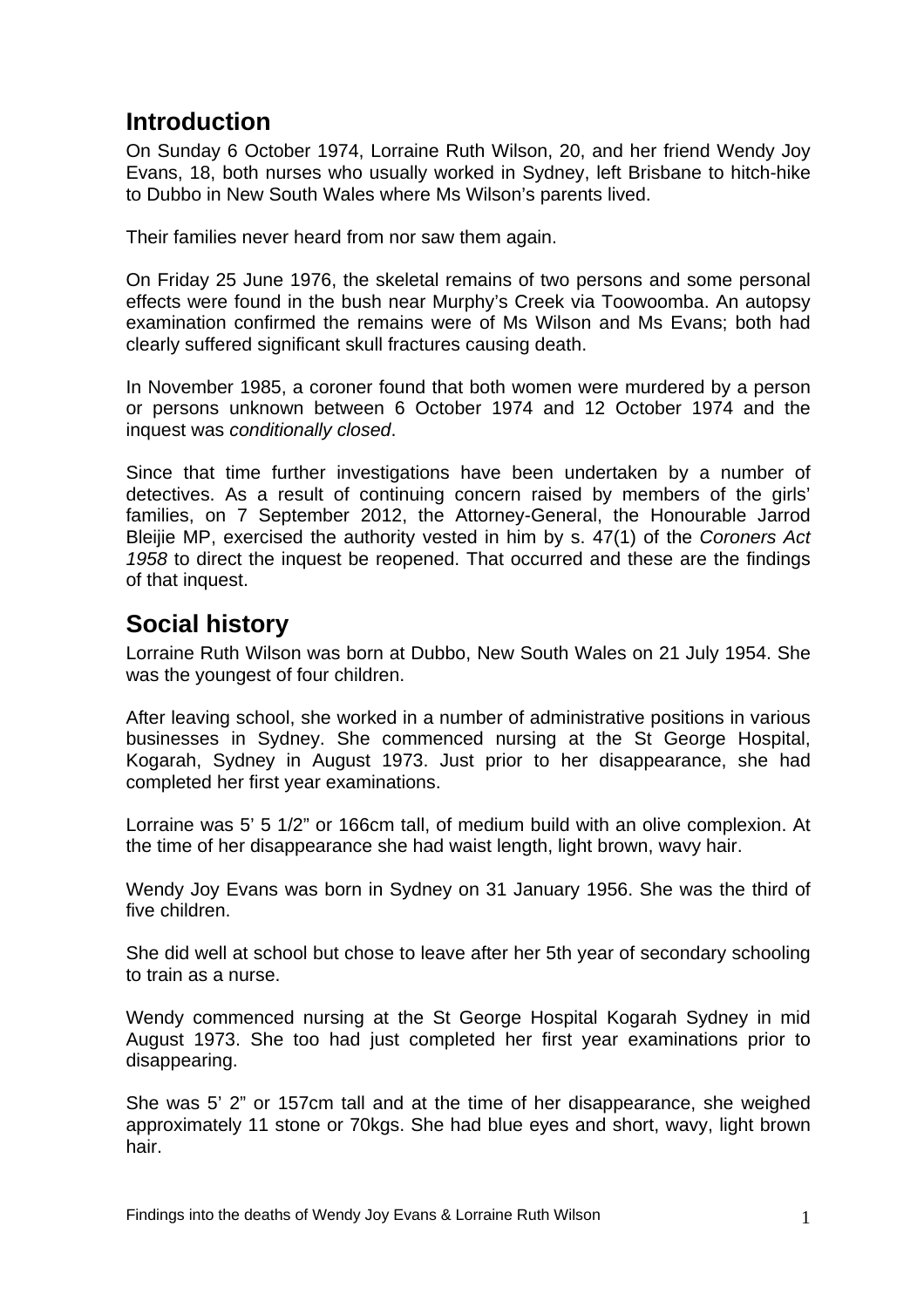## Introduction

On Sunday 6 October 1974, Lorraine Ruth Wilson, 20, and her friend Wendy Joy Evans, 18, both nurses who usually worked in Sydney, left Brisbane to hitch-hike to Dubbo in New South Wales where Ms Wilson's parents lived.

Their families never heard from nor saw them again.

On Friday 25 June 1976, the skeletal remains of two persons and some personal effects were found in the bush near Murphy's Creek via Toowoomba. An autopsy examination confirmed the remains were of Ms Wilson and Ms Evans; both had clearly suffered significant skull fractures causing death.

In November 1985, a coroner found that both women were murdered by a person or persons unknown between 6 October 1974 and 12 October 1974 and the inquest was *conditionally closed*.

Since that time further investigations have been undertaken by a number of detectives. As a result of continuing concern raised by members of the girls' families, on 7 September 2012, the Attorney-General, the Honourable Jarrod Bleijie MP, exercised the authority vested in him by s. 47(1) of the *Coroners Act 1958* to direct the inquest be reopened. That occurred and these are the findings of that inquest.

## Social history

Lorraine Ruth Wilson was born at Dubbo, New South Wales on 21 July 1954. She was the youngest of four children.

After leaving school, she worked in a number of administrative positions in various businesses in Sydney. She commenced nursing at the St George Hospital, Kogarah, Sydney in August 1973. Just prior to her disappearance, she had completed her first year examinations.

Lorraine was 5' 5 1/2" or 166cm tall, of medium build with an olive complexion. At the time of her disappearance she had waist length, light brown, wavy hair.

Wendy Joy Evans was born in Sydney on 31 January 1956. She was the third of five children.

She did well at school but chose to leave after her 5th year of secondary schooling to train as a nurse.

Wendy commenced nursing at the St George Hospital Kogarah Sydney in mid August 1973. She too had just completed her first year examinations prior to disappearing.

She was 5' 2" or 157cm tall and at the time of her disappearance, she weighed approximately 11 stone or 70kgs. She had blue eyes and short, wavy, light brown hair.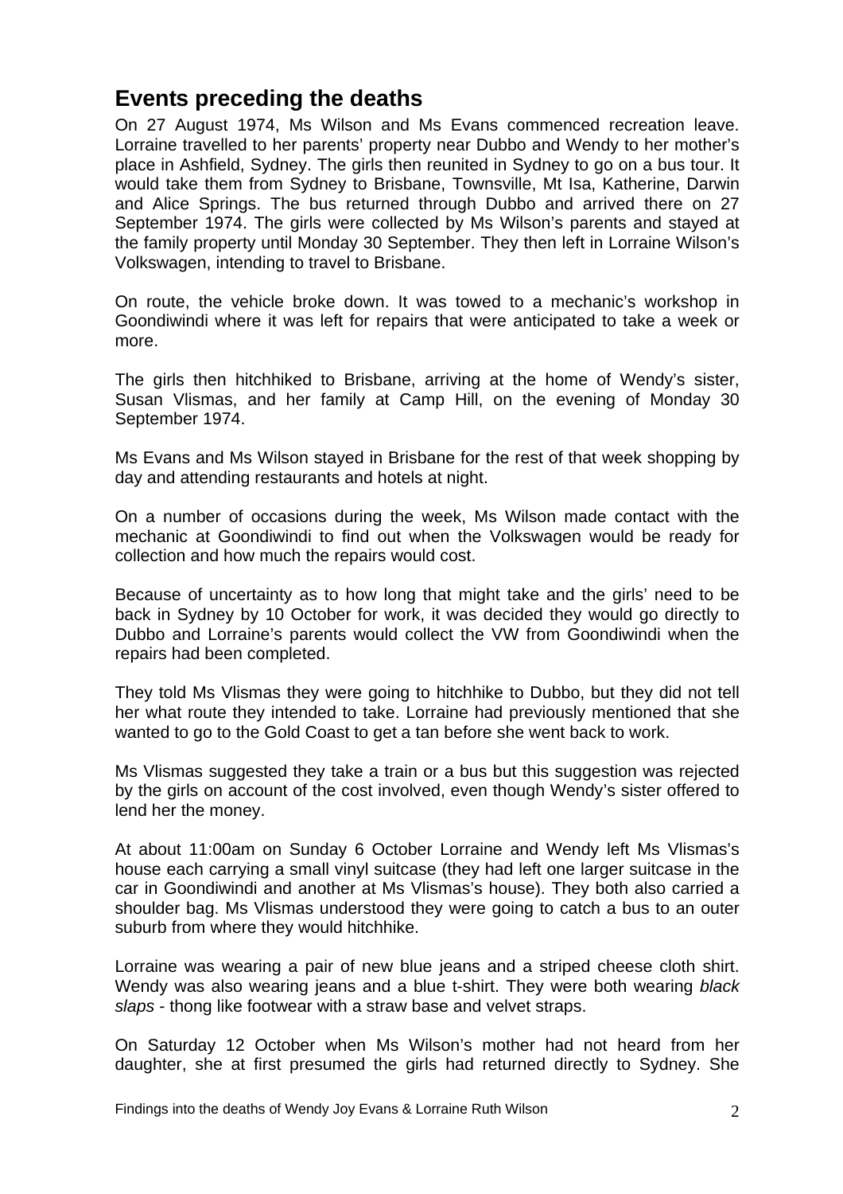## Events preceding the deaths

On 27 August 1974, Ms Wilson and Ms Evans commenced recreation leave. Lorraine travelled to her parents' property near Dubbo and Wendy to her mother's place in Ashfield, Sydney. The girls then reunited in Sydney to go on a bus tour. It would take them from Sydney to Brisbane, Townsville, Mt Isa, Katherine, Darwin and Alice Springs. The bus returned through Dubbo and arrived there on 27 September 1974. The girls were collected by Ms Wilson's parents and stayed at the family property until Monday 30 September. They then left in Lorraine Wilson's Volkswagen, intending to travel to Brisbane.

On route, the vehicle broke down. It was towed to a mechanic's workshop in Goondiwindi where it was left for repairs that were anticipated to take a week or more.

The girls then hitchhiked to Brisbane, arriving at the home of Wendy's sister, Susan Vlismas, and her family at Camp Hill, on the evening of Monday 30 September 1974.

Ms Evans and Ms Wilson stayed in Brisbane for the rest of that week shopping by day and attending restaurants and hotels at night.

On a number of occasions during the week, Ms Wilson made contact with the mechanic at Goondiwindi to find out when the Volkswagen would be ready for collection and how much the repairs would cost.

Because of uncertainty as to how long that might take and the girls' need to be back in Sydney by 10 October for work, it was decided they would go directly to Dubbo and Lorraine's parents would collect the VW from Goondiwindi when the repairs had been completed.

They told Ms Vlismas they were going to hitchhike to Dubbo, but they did not tell her what route they intended to take. Lorraine had previously mentioned that she wanted to go to the Gold Coast to get a tan before she went back to work.

Ms Vlismas suggested they take a train or a bus but this suggestion was rejected by the girls on account of the cost involved, even though Wendy's sister offered to lend her the money.

At about 11:00am on Sunday 6 October Lorraine and Wendy left Ms Vlismas's house each carrying a small vinyl suitcase (they had left one larger suitcase in the car in Goondiwindi and another at Ms Vlismas's house). They both also carried a shoulder bag. Ms Vlismas understood they were going to catch a bus to an outer suburb from where they would hitchhike.

Lorraine was wearing a pair of new blue jeans and a striped cheese cloth shirt. Wendy was also wearing jeans and a blue t-shirt. They were both wearing *black slaps* - thong like footwear with a straw base and velvet straps.

On Saturday 12 October when Ms Wilson's mother had not heard from her daughter, she at first presumed the girls had returned directly to Sydney. She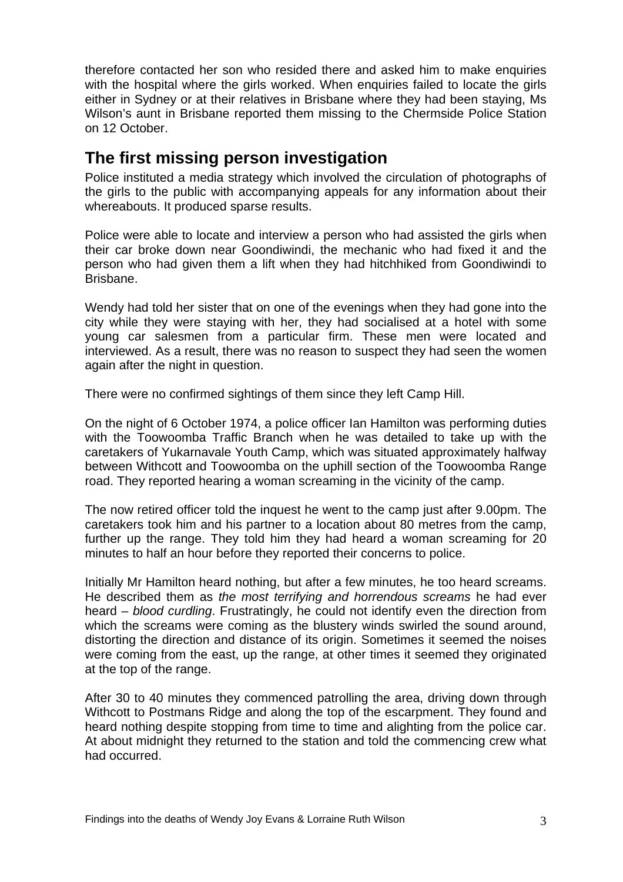therefore contacted her son who resided there and asked him to make enquiries with the hospital where the girls worked. When enquiries failed to locate the girls either in Sydney or at their relatives in Brisbane where they had been staying, Ms Wilson's aunt in Brisbane reported them missing to the Chermside Police Station on 12 October.

## The first missing person investigation

Police instituted a media strategy which involved the circulation of photographs of the girls to the public with accompanying appeals for any information about their whereabouts. It produced sparse results.

Police were able to locate and interview a person who had assisted the girls when their car broke down near Goondiwindi, the mechanic who had fixed it and the person who had given them a lift when they had hitchhiked from Goondiwindi to Brisbane.

Wendy had told her sister that on one of the evenings when they had gone into the city while they were staying with her, they had socialised at a hotel with some young car salesmen from a particular firm. These men were located and interviewed. As a result, there was no reason to suspect they had seen the women again after the night in question.

There were no confirmed sightings of them since they left Camp Hill.

On the night of 6 October 1974, a police officer Ian Hamilton was performing duties with the Toowoomba Traffic Branch when he was detailed to take up with the caretakers of Yukarnavale Youth Camp, which was situated approximately halfway between Withcott and Toowoomba on the uphill section of the Toowoomba Range road. They reported hearing a woman screaming in the vicinity of the camp.

The now retired officer told the inquest he went to the camp just after 9.00pm. The caretakers took him and his partner to a location about 80 metres from the camp, further up the range. They told him they had heard a woman screaming for 20 minutes to half an hour before they reported their concerns to police.

Initially Mr Hamilton heard nothing, but after a few minutes, he too heard screams. He described them as *the most terrifying and horrendous screams* he had ever heard – *blood curdling*. Frustratingly, he could not identify even the direction from which the screams were coming as the blustery winds swirled the sound around, distorting the direction and distance of its origin. Sometimes it seemed the noises were coming from the east, up the range, at other times it seemed they originated at the top of the range.

After 30 to 40 minutes they commenced patrolling the area, driving down through Withcott to Postmans Ridge and along the top of the escarpment. They found and heard nothing despite stopping from time to time and alighting from the police car. At about midnight they returned to the station and told the commencing crew what had occurred.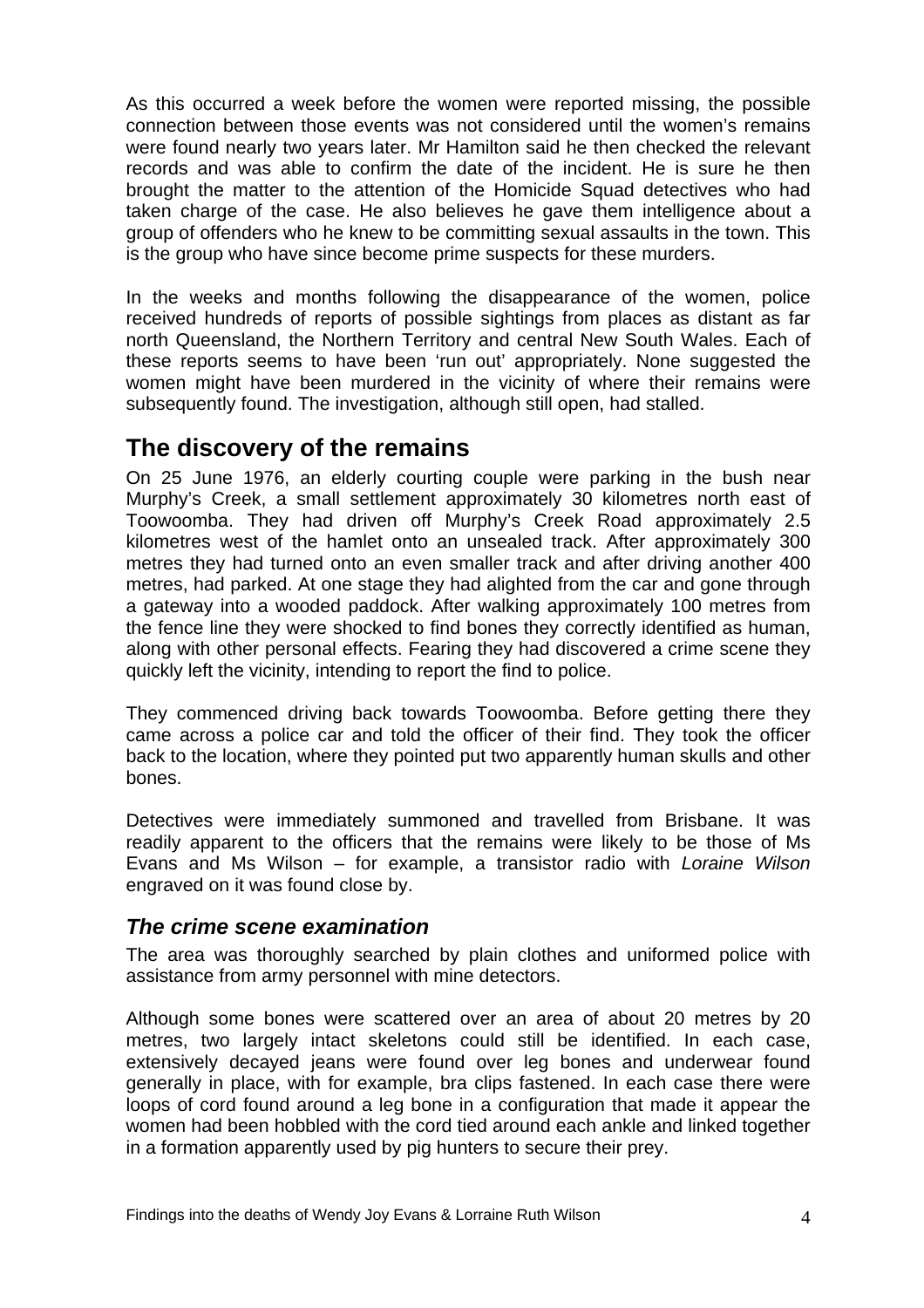As this occurred a week before the women were reported missing, the possible connection between those events was not considered until the women's remains were found nearly two years later. Mr Hamilton said he then checked the relevant records and was able to confirm the date of the incident. He is sure he then brought the matter to the attention of the Homicide Squad detectives who had taken charge of the case. He also believes he gave them intelligence about a group of offenders who he knew to be committing sexual assaults in the town. This is the group who have since become prime suspects for these murders.

In the weeks and months following the disappearance of the women, police received hundreds of reports of possible sightings from places as distant as far north Queensland, the Northern Territory and central New South Wales. Each of these reports seems to have been 'run out' appropriately. None suggested the women might have been murdered in the vicinity of where their remains were subsequently found. The investigation, although still open, had stalled.

## The discovery of the remains

On 25 June 1976, an elderly courting couple were parking in the bush near Murphy's Creek, a small settlement approximately 30 kilometres north east of Toowoomba. They had driven off Murphy's Creek Road approximately 2.5 kilometres west of the hamlet onto an unsealed track. After approximately 300 metres they had turned onto an even smaller track and after driving another 400 metres, had parked. At one stage they had alighted from the car and gone through a gateway into a wooded paddock. After walking approximately 100 metres from the fence line they were shocked to find bones they correctly identified as human, along with other personal effects. Fearing they had discovered a crime scene they quickly left the vicinity, intending to report the find to police.

They commenced driving back towards Toowoomba. Before getting there they came across a police car and told the officer of their find. They took the officer back to the location, where they pointed put two apparently human skulls and other bones.

Detectives were immediately summoned and travelled from Brisbane. It was readily apparent to the officers that the remains were likely to be those of Ms Evans and Ms Wilson – for example, a transistor radio with *Loraine Wilson* engraved on it was found close by.

### *The crime scene examination*

The area was thoroughly searched by plain clothes and uniformed police with assistance from army personnel with mine detectors.

Although some bones were scattered over an area of about 20 metres by 20 metres, two largely intact skeletons could still be identified. In each case, extensively decayed jeans were found over leg bones and underwear found generally in place, with for example, bra clips fastened. In each case there were loops of cord found around a leg bone in a configuration that made it appear the women had been hobbled with the cord tied around each ankle and linked together in a formation apparently used by pig hunters to secure their prey.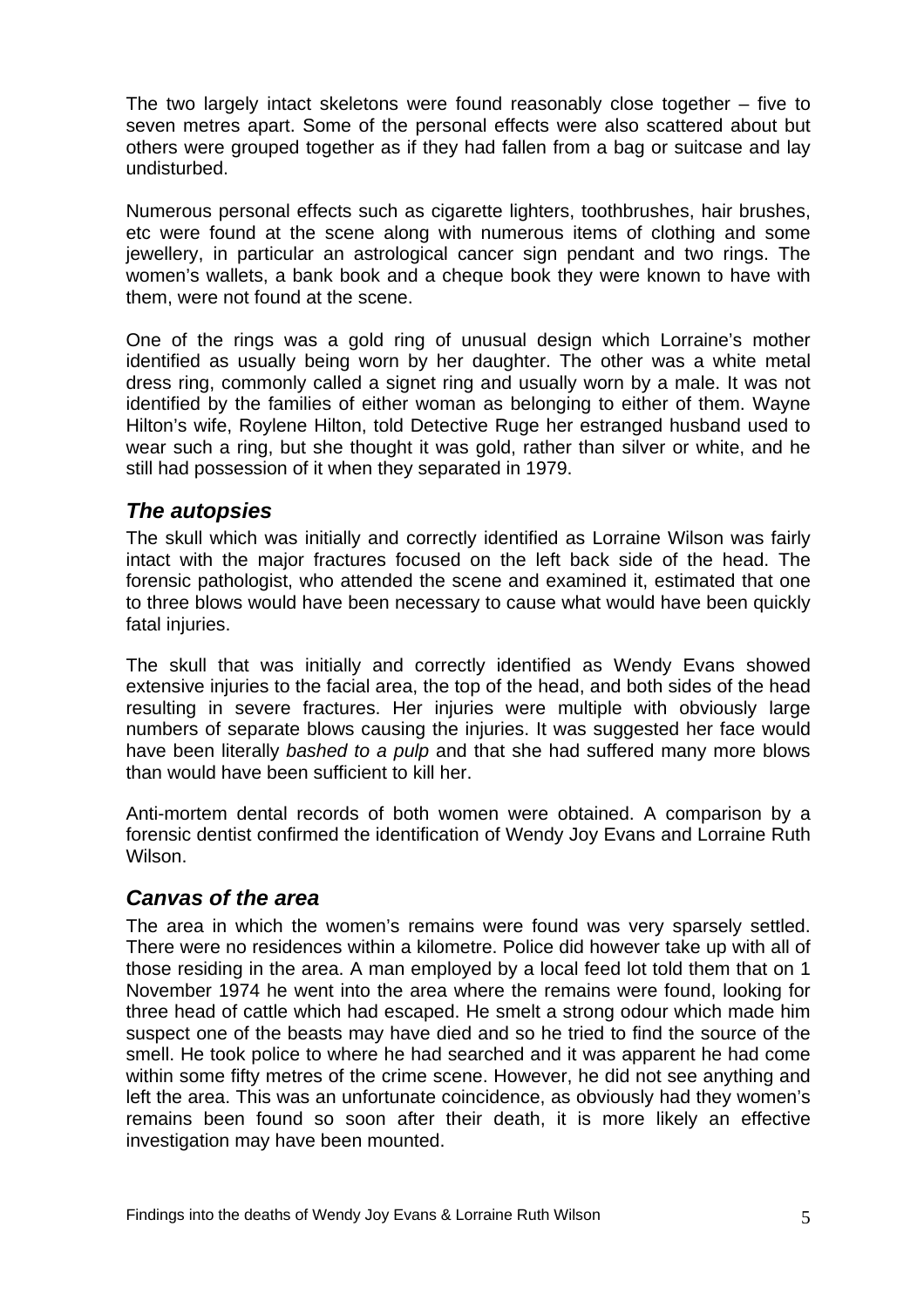The two largely intact skeletons were found reasonably close together – five to seven metres apart. Some of the personal effects were also scattered about but others were grouped together as if they had fallen from a bag or suitcase and lay undisturbed.

Numerous personal effects such as cigarette lighters, toothbrushes, hair brushes, etc were found at the scene along with numerous items of clothing and some jewellery, in particular an astrological cancer sign pendant and two rings. The women's wallets, a bank book and a cheque book they were known to have with them, were not found at the scene.

One of the rings was a gold ring of unusual design which Lorraine's mother identified as usually being worn by her daughter. The other was a white metal dress ring, commonly called a signet ring and usually worn by a male. It was not identified by the families of either woman as belonging to either of them. Wayne Hilton's wife, Roylene Hilton, told Detective Ruge her estranged husband used to wear such a ring, but she thought it was gold, rather than silver or white, and he still had possession of it when they separated in 1979.

## *The autopsies*

The skull which was initially and correctly identified as Lorraine Wilson was fairly intact with the major fractures focused on the left back side of the head. The forensic pathologist, who attended the scene and examined it, estimated that one to three blows would have been necessary to cause what would have been quickly fatal injuries.

The skull that was initially and correctly identified as Wendy Evans showed extensive injuries to the facial area, the top of the head, and both sides of the head resulting in severe fractures. Her injuries were multiple with obviously large numbers of separate blows causing the injuries. It was suggested her face would have been literally *bashed to a pulp* and that she had suffered many more blows than would have been sufficient to kill her.

Anti-mortem dental records of both women were obtained. A comparison by a forensic dentist confirmed the identification of Wendy Joy Evans and Lorraine Ruth Wilson.

## *Canvas of the area*

The area in which the women's remains were found was very sparsely settled. There were no residences within a kilometre. Police did however take up with all of those residing in the area. A man employed by a local feed lot told them that on 1 November 1974 he went into the area where the remains were found, looking for three head of cattle which had escaped. He smelt a strong odour which made him suspect one of the beasts may have died and so he tried to find the source of the smell. He took police to where he had searched and it was apparent he had come within some fifty metres of the crime scene. However, he did not see anything and left the area. This was an unfortunate coincidence, as obviously had they women's remains been found so soon after their death, it is more likely an effective investigation may have been mounted.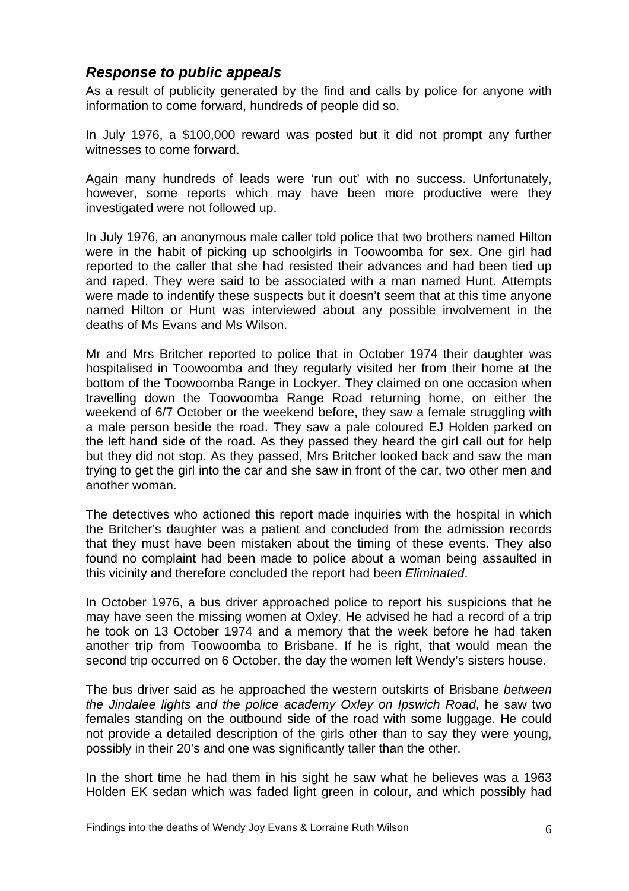### *Response to public appeals*

As a result of publicity generated by the find and calls by police for anyone with information to come forward, hundreds of people did so.

In July 1976, a $100,000 reward was posted but it did not prompt any further witnesses to come forward.

Again many hundreds of leads were 'run out' with no success. Unfortunately, however, some reports which may have been more productive were they investigated were not followed up.

In July 1976, an anonymous male caller told police that two brothers named Hilton were in the habit of picking up schoolgirls in Toowoomba for sex. One girl had reported to the caller that she had resisted their advances and had been tied up and raped. They were said to be associated with a man named Hunt. Attempts were made to indentify these suspects but it doesn't seem that at this time anyone named Hilton or Hunt was interviewed about any possible involvement in the deaths of Ms Evans and Ms Wilson.

Mr and Mrs Britcher reported to police that in October 1974 their daughter was hospitalised in Toowoomba and they regularly visited her from their home at the bottom of the Toowoomba Range in Lockyer. They claimed on one occasion when travelling down the Toowoomba Range Road returning home, on either the weekend of 6/7 October or the weekend before, they saw a female struggling with a male person beside the road. They saw a pale coloured EJ Holden parked on the left hand side of the road. As they passed they heard the girl call out for help but they did not stop. As they passed, Mrs Britcher looked back and saw the man trying to get the girl into the car and she saw in front of the car, two other men and another woman.

The detectives who actioned this report made inquiries with the hospital in which the Britcher's daughter was a patient and concluded from the admission records that they must have been mistaken about the timing of these events. They also found no complaint had been made to police about a woman being assaulted in this vicinity and therefore concluded the report had been *Eliminated*.

In October 1976, a bus driver approached police to report his suspicions that he may have seen the missing women at Oxley. He advised he had a record of a trip he took on 13 October 1974 and a memory that the week before he had taken another trip from Toowoomba to Brisbane. If he is right, that would mean the second trip occurred on 6 October, the day the women left Wendy's sisters house.

The bus driver said as he approached the western outskirts of Brisbane *between the Jindalee lights and the police academy Oxley on Ipswich Road*, he saw two females standing on the outbound side of the road with some luggage. He could not provide a detailed description of the girls other than to say they were young, possibly in their 20's and one was significantly taller than the other.

In the short time he had them in his sight he saw what he believes was a 1963 Holden EK sedan which was faded light green in colour, and which possibly had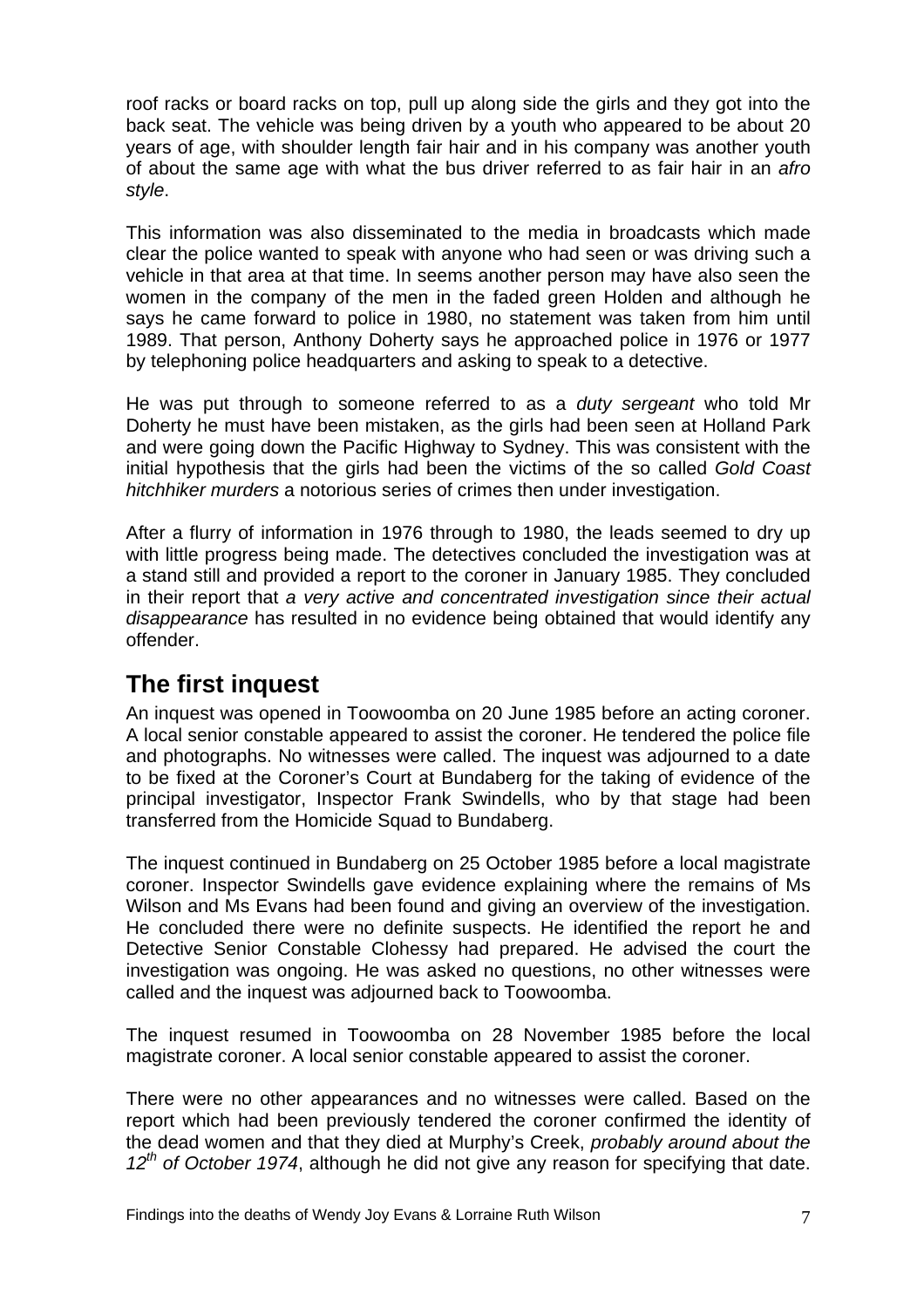roof racks or board racks on top, pull up along side the girls and they got into the back seat. The vehicle was being driven by a youth who appeared to be about 20 years of age, with shoulder length fair hair and in his company was another youth of about the same age with what the bus driver referred to as fair hair in an *afro style*.

This information was also disseminated to the media in broadcasts which made clear the police wanted to speak with anyone who had seen or was driving such a vehicle in that area at that time. In seems another person may have also seen the women in the company of the men in the faded green Holden and although he says he came forward to police in 1980, no statement was taken from him until 1989. That person, Anthony Doherty says he approached police in 1976 or 1977 by telephoning police headquarters and asking to speak to a detective.

He was put through to someone referred to as a *duty sergeant* who told Mr Doherty he must have been mistaken, as the girls had been seen at Holland Park and were going down the Pacific Highway to Sydney. This was consistent with the initial hypothesis that the girls had been the victims of the so called *Gold Coast hitchhiker murders* a notorious series of crimes then under investigation.

After a flurry of information in 1976 through to 1980, the leads seemed to dry up with little progress being made. The detectives concluded the investigation was at a stand still and provided a report to the coroner in January 1985. They concluded in their report that *a very active and concentrated investigation since their actual disappearance* has resulted in no evidence being obtained that would identify any offender.

## The first inquest

An inquest was opened in Toowoomba on 20 June 1985 before an acting coroner. A local senior constable appeared to assist the coroner. He tendered the police file and photographs. No witnesses were called. The inquest was adjourned to a date to be fixed at the Coroner's Court at Bundaberg for the taking of evidence of the principal investigator, Inspector Frank Swindells, who by that stage had been transferred from the Homicide Squad to Bundaberg.

The inquest continued in Bundaberg on 25 October 1985 before a local magistrate coroner. Inspector Swindells gave evidence explaining where the remains of Ms Wilson and Ms Evans had been found and giving an overview of the investigation. He concluded there were no definite suspects. He identified the report he and Detective Senior Constable Clohessy had prepared. He advised the court the investigation was ongoing. He was asked no questions, no other witnesses were called and the inquest was adjourned back to Toowoomba.

The inquest resumed in Toowoomba on 28 November 1985 before the local magistrate coroner. A local senior constable appeared to assist the coroner.

There were no other appearances and no witnesses were called. Based on the report which had been previously tendered the coroner confirmed the identity of the dead women and that they died at Murphy's Creek, *probably around about the 12th of October 1974*, although he did not give any reason for specifying that date.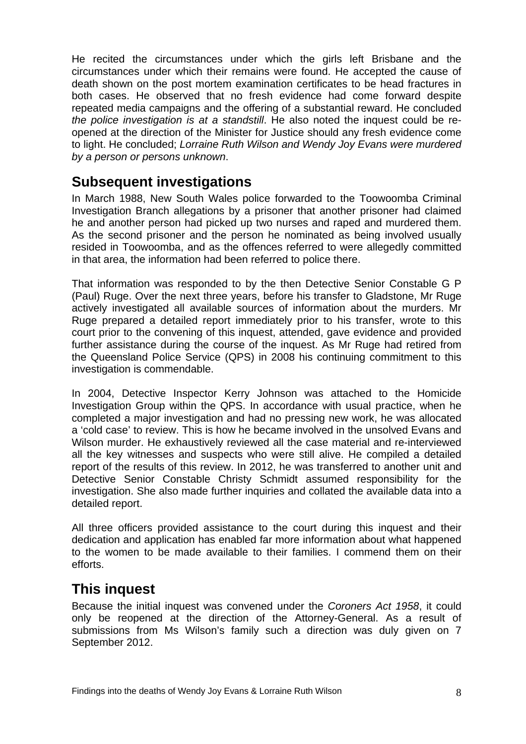He recited the circumstances under which the girls left Brisbane and the circumstances under which their remains were found. He accepted the cause of death shown on the post mortem examination certificates to be head fractures in both cases. He observed that no fresh evidence had come forward despite repeated media campaigns and the offering of a substantial reward. He concluded *the police investigation is at a standstill*. He also noted the inquest could be re-opened at the direction of the Minister for Justice should any fresh evidence come to light. He concluded; *Lorraine Ruth Wilson and Wendy Joy Evans were murdered by a person or persons unknown*.

## Subsequent investigations

In March 1988, New South Wales police forwarded to the Toowoomba Criminal Investigation Branch allegations by a prisoner that another prisoner had claimed he and another person had picked up two nurses and raped and murdered them. As the second prisoner and the person he nominated as being involved usually resided in Toowoomba, and as the offences referred to were allegedly committed in that area, the information had been referred to police there.

That information was responded to by the then Detective Senior Constable G P (Paul) Ruge. Over the next three years, before his transfer to Gladstone, Mr Ruge actively investigated all available sources of information about the murders. Mr Ruge prepared a detailed report immediately prior to his transfer, wrote to this court prior to the convening of this inquest, attended, gave evidence and provided further assistance during the course of the inquest. As Mr Ruge had retired from the Queensland Police Service (QPS) in 2008 his continuing commitment to this investigation is commendable.

In 2004, Detective Inspector Kerry Johnson was attached to the Homicide Investigation Group within the QPS. In accordance with usual practice, when he completed a major investigation and had no pressing new work, he was allocated a 'cold case' to review. This is how he became involved in the unsolved Evans and Wilson murder. He exhaustively reviewed all the case material and re-interviewed all the key witnesses and suspects who were still alive. He compiled a detailed report of the results of this review. In 2012, he was transferred to another unit and Detective Senior Constable Christy Schmidt assumed responsibility for the investigation. She also made further inquiries and collated the available data into a detailed report.

All three officers provided assistance to the court during this inquest and their dedication and application has enabled far more information about what happened to the women to be made available to their families. I commend them on their efforts.

## This inquest

Because the initial inquest was convened under the *Coroners Act 1958*, it could only be reopened at the direction of the Attorney-General. As a result of submissions from Ms Wilson's family such a direction was duly given on 7 September 2012.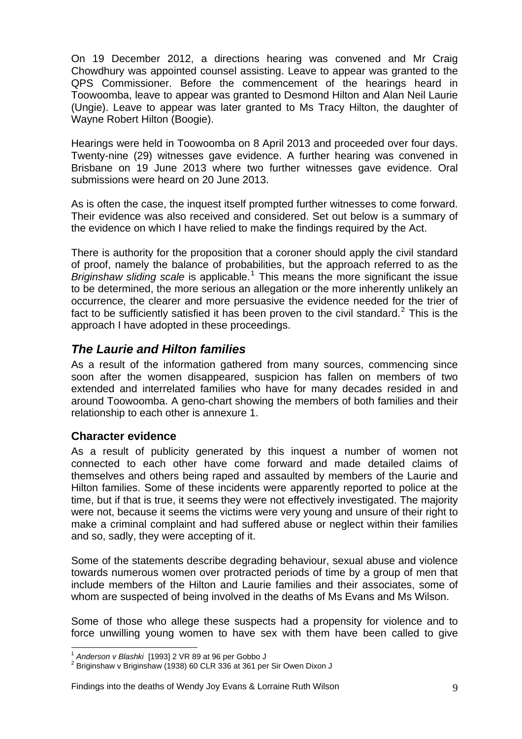On 19 December 2012, a directions hearing was convened and Mr Craig Chowdhury was appointed counsel assisting. Leave to appear was granted to the QPS Commissioner. Before the commencement of the hearings heard in Toowoomba, leave to appear was granted to Desmond Hilton and Alan Neil Laurie (Ungie). Leave to appear was later granted to Ms Tracy Hilton, the daughter of Wayne Robert Hilton (Boogie).

Hearings were held in Toowoomba on 8 April 2013 and proceeded over four days. Twenty-nine (29) witnesses gave evidence. A further hearing was convened in Brisbane on 19 June 2013 where two further witnesses gave evidence. Oral submissions were heard on 20 June 2013.

As is often the case, the inquest itself prompted further witnesses to come forward. Their evidence was also received and considered. Set out below is a summary of the evidence on which I have relied to make the findings required by the Act.

There is authority for the proposition that a coroner should apply the civil standard of proof, namely the balance of probabilities, but the approach referred to as the *Briginshaw sliding scale* is applicable.[1] This means the more significant the issue to be determined, the more serious an allegation or the more inherently unlikely an occurrence, the clearer and more persuasive the evidence needed for the trier of fact to be sufficiently satisfied it has been proven to the civil standard.[2] This is the approach I have adopted in these proceedings.

## *The Laurie and Hilton families*

As a result of the information gathered from many sources, commencing since soon after the women disappeared, suspicion has fallen on members of two extended and interrelated families who have for many decades resided in and around Toowoomba. A geno-chart showing the members of both families and their relationship to each other is annexure 1.

### Character evidence

As a result of publicity generated by this inquest a number of women not connected to each other have come forward and made detailed claims of themselves and others being raped and assaulted by members of the Laurie and Hilton families. Some of these incidents were apparently reported to police at the time, but if that is true, it seems they were not effectively investigated. The majority were not, because it seems the victims were very young and unsure of their right to make a criminal complaint and had suffered abuse or neglect within their families and so, sadly, they were accepting of it.

Some of the statements describe degrading behaviour, sexual abuse and violence towards numerous women over protracted periods of time by a group of men that include members of the Hilton and Laurie families and their associates, some of whom are suspected of being involved in the deaths of Ms Evans and Ms Wilson.

Some of those who allege these suspects had a propensity for violence and to force unwilling young women to have sex with them have been called to give

---

[1] *Anderson v Blashki* [1993] 2 VR 89 at 96 per Gobbo J

[2] Briginshaw v Briginshaw (1938) 60 CLR 336 at 361 per Sir Owen Dixon J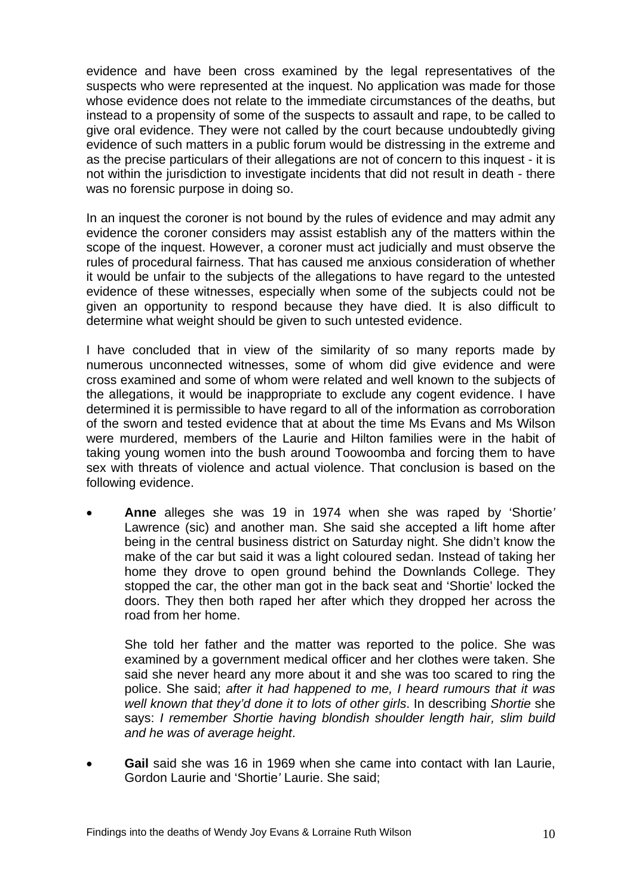evidence and have been cross examined by the legal representatives of the suspects who were represented at the inquest. No application was made for those whose evidence does not relate to the immediate circumstances of the deaths, but instead to a propensity of some of the suspects to assault and rape, to be called to give oral evidence. They were not called by the court because undoubtedly giving evidence of such matters in a public forum would be distressing in the extreme and as the precise particulars of their allegations are not of concern to this inquest - it is not within the jurisdiction to investigate incidents that did not result in death - there was no forensic purpose in doing so.

In an inquest the coroner is not bound by the rules of evidence and may admit any evidence the coroner considers may assist establish any of the matters within the scope of the inquest. However, a coroner must act judicially and must observe the rules of procedural fairness. That has caused me anxious consideration of whether it would be unfair to the subjects of the allegations to have regard to the untested evidence of these witnesses, especially when some of the subjects could not be given an opportunity to respond because they have died. It is also difficult to determine what weight should be given to such untested evidence.

I have concluded that in view of the similarity of so many reports made by numerous unconnected witnesses, some of whom did give evidence and were cross examined and some of whom were related and well known to the subjects of the allegations, it would be inappropriate to exclude any cogent evidence. I have determined it is permissible to have regard to all of the information as corroboration of the sworn and tested evidence that at about the time Ms Evans and Ms Wilson were murdered, members of the Laurie and Hilton families were in the habit of taking young women into the bush around Toowoomba and forcing them to have sex with threats of violence and actual violence. That conclusion is based on the following evidence.

- **Anne** alleges she was 19 in 1974 when she was raped by 'Shortie' Lawrence (sic) and another man. She said she accepted a lift home after being in the central business district on Saturday night. She didn't know the make of the car but said it was a light coloured sedan. Instead of taking her home they drove to open ground behind the Downlands College. They stopped the car, the other man got in the back seat and 'Shortie' locked the doors. They then both raped her after which they dropped her across the road from her home.

  She told her father and the matter was reported to the police. She was examined by a government medical officer and her clothes were taken. She said she never heard any more about it and she was too scared to ring the police. She said; *after it had happened to me, I heard rumours that it was well known that they'd done it to lots of other girls*. In describing *Shortie* she says: *I remember Shortie having blondish shoulder length hair, slim build and he was of average height*.

- **Gail** said she was 16 in 1969 when she came into contact with Ian Laurie, Gordon Laurie and 'Shortie' Laurie. She said;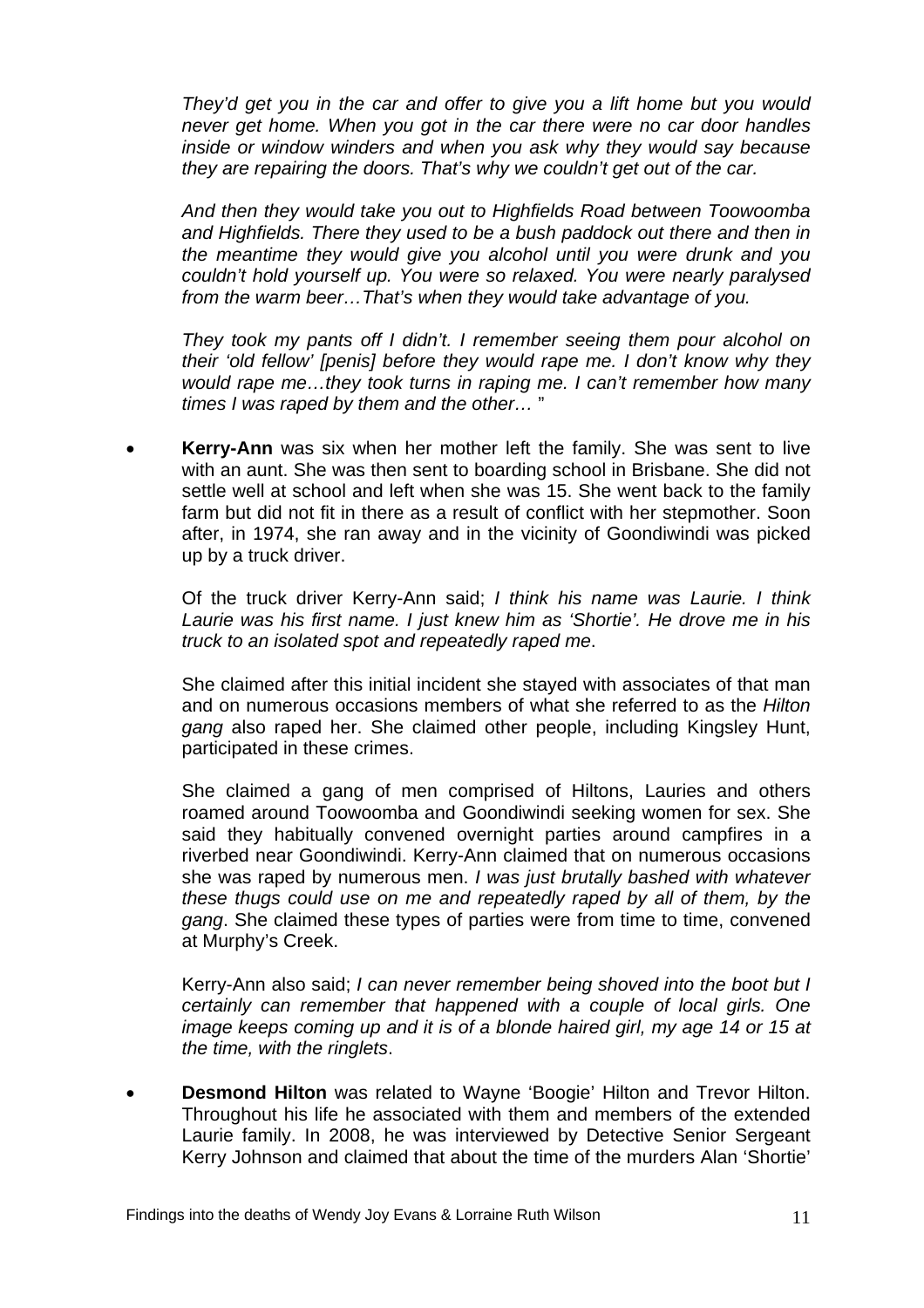*They'd get you in the car and offer to give you a lift home but you would never get home. When you got in the car there were no car door handles inside or window winders and when you ask why they would say because they are repairing the doors. That's why we couldn't get out of the car.*

*And then they would take you out to Highfields Road between Toowoomba and Highfields. There they used to be a bush paddock out there and then in the meantime they would give you alcohol until you were drunk and you couldn't hold yourself up. You were so relaxed. You were nearly paralysed from the warm beer…That's when they would take advantage of you.*

*They took my pants off I didn't. I remember seeing them pour alcohol on their 'old fellow' [penis] before they would rape me. I don't know why they would rape me…they took turns in raping me. I can't remember how many times I was raped by them and the other…* "

- **Kerry-Ann** was six when her mother left the family. She was sent to live with an aunt. She was then sent to boarding school in Brisbane. She did not settle well at school and left when she was 15. She went back to the family farm but did not fit in there as a result of conflict with her stepmother. Soon after, in 1974, she ran away and in the vicinity of Goondiwindi was picked up by a truck driver.

  Of the truck driver Kerry-Ann said; *I think his name was Laurie. I think Laurie was his first name. I just knew him as 'Shortie'. He drove me in his truck to an isolated spot and repeatedly raped me*.

  She claimed after this initial incident she stayed with associates of that man and on numerous occasions members of what she referred to as the *Hilton gang* also raped her. She claimed other people, including Kingsley Hunt, participated in these crimes.

  She claimed a gang of men comprised of Hiltons, Lauries and others roamed around Toowoomba and Goondiwindi seeking women for sex. She said they habitually convened overnight parties around campfires in a riverbed near Goondiwindi. Kerry-Ann claimed that on numerous occasions she was raped by numerous men. *I was just brutally bashed with whatever these thugs could use on me and repeatedly raped by all of them, by the gang*. She claimed these types of parties were from time to time, convened at Murphy's Creek.

  Kerry-Ann also said; *I can never remember being shoved into the boot but I certainly can remember that happened with a couple of local girls. One image keeps coming up and it is of a blonde haired girl, my age 14 or 15 at the time, with the ringlets*.

- **Desmond Hilton** was related to Wayne 'Boogie' Hilton and Trevor Hilton. Throughout his life he associated with them and members of the extended Laurie family. In 2008, he was interviewed by Detective Senior Sergeant Kerry Johnson and claimed that about the time of the murders Alan 'Shortie'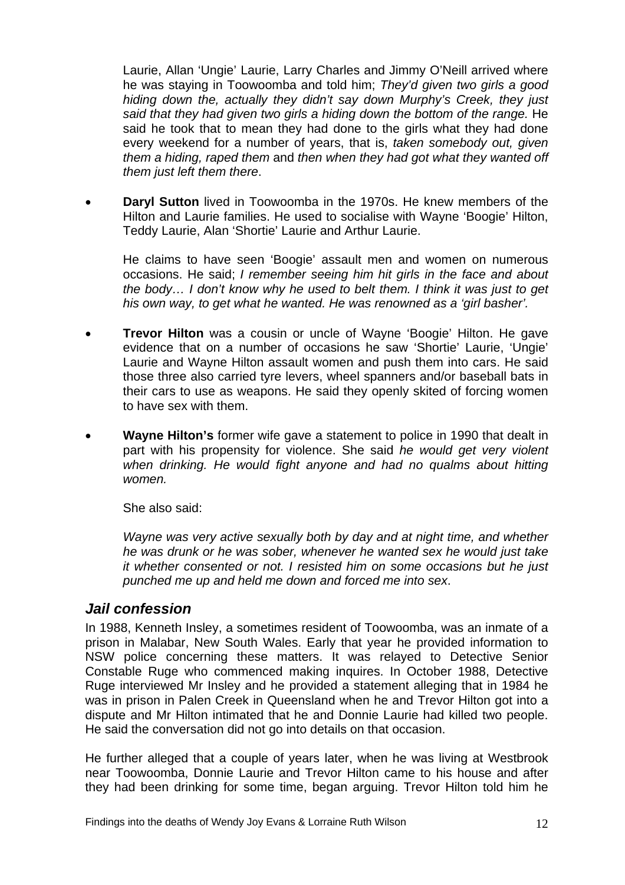Laurie, Allan 'Ungie' Laurie, Larry Charles and Jimmy O'Neill arrived where he was staying in Toowoomba and told him; *They'd given two girls a good hiding down the, actually they didn't say down Murphy's Creek, they just said that they had given two girls a hiding down the bottom of the range.* He said he took that to mean they had done to the girls what they had done every weekend for a number of years, that is, *taken somebody out, given them a hiding, raped them* and *then when they had got what they wanted off them just left them there*.

- **Daryl Sutton** lived in Toowoomba in the 1970s. He knew members of the Hilton and Laurie families. He used to socialise with Wayne 'Boogie' Hilton, Teddy Laurie, Alan 'Shortie' Laurie and Arthur Laurie.

  He claims to have seen 'Boogie' assault men and women on numerous occasions. He said; *I remember seeing him hit girls in the face and about the body… I don't know why he used to belt them. I think it was just to get his own way, to get what he wanted. He was renowned as a 'girl basher'.*

- **Trevor Hilton** was a cousin or uncle of Wayne 'Boogie' Hilton. He gave evidence that on a number of occasions he saw 'Shortie' Laurie, 'Ungie' Laurie and Wayne Hilton assault women and push them into cars. He said those three also carried tyre levers, wheel spanners and/or baseball bats in their cars to use as weapons. He said they openly skited of forcing women to have sex with them.

- **Wayne Hilton's** former wife gave a statement to police in 1990 that dealt in part with his propensity for violence. She said *he would get very violent when drinking. He would fight anyone and had no qualms about hitting women.*

  She also said:

  *Wayne was very active sexually both by day and at night time, and whether he was drunk or he was sober, whenever he wanted sex he would just take it whether consented or not. I resisted him on some occasions but he just punched me up and held me down and forced me into sex*.

## *Jail confession*

In 1988, Kenneth Insley, a sometimes resident of Toowoomba, was an inmate of a prison in Malabar, New South Wales. Early that year he provided information to NSW police concerning these matters. It was relayed to Detective Senior Constable Ruge who commenced making inquires. In October 1988, Detective Ruge interviewed Mr Insley and he provided a statement alleging that in 1984 he was in prison in Palen Creek in Queensland when he and Trevor Hilton got into a dispute and Mr Hilton intimated that he and Donnie Laurie had killed two people. He said the conversation did not go into details on that occasion.

He further alleged that a couple of years later, when he was living at Westbrook near Toowoomba, Donnie Laurie and Trevor Hilton came to his house and after they had been drinking for some time, began arguing. Trevor Hilton told him he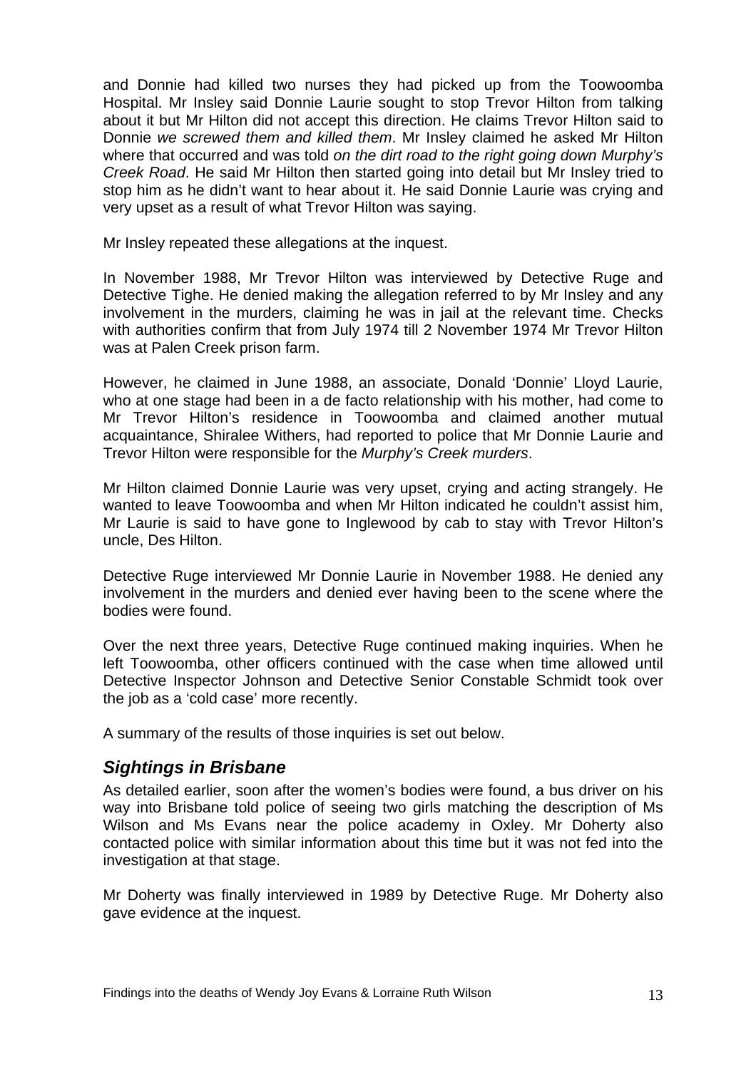and Donnie had killed two nurses they had picked up from the Toowoomba Hospital. Mr Insley said Donnie Laurie sought to stop Trevor Hilton from talking about it but Mr Hilton did not accept this direction. He claims Trevor Hilton said to Donnie *we screwed them and killed them*. Mr Insley claimed he asked Mr Hilton where that occurred and was told *on the dirt road to the right going down Murphy's Creek Road*. He said Mr Hilton then started going into detail but Mr Insley tried to stop him as he didn't want to hear about it. He said Donnie Laurie was crying and very upset as a result of what Trevor Hilton was saying.

Mr Insley repeated these allegations at the inquest.

In November 1988, Mr Trevor Hilton was interviewed by Detective Ruge and Detective Tighe. He denied making the allegation referred to by Mr Insley and any involvement in the murders, claiming he was in jail at the relevant time. Checks with authorities confirm that from July 1974 till 2 November 1974 Mr Trevor Hilton was at Palen Creek prison farm.

However, he claimed in June 1988, an associate, Donald 'Donnie' Lloyd Laurie, who at one stage had been in a de facto relationship with his mother, had come to Mr Trevor Hilton's residence in Toowoomba and claimed another mutual acquaintance, Shiralee Withers, had reported to police that Mr Donnie Laurie and Trevor Hilton were responsible for the *Murphy's Creek murders*.

Mr Hilton claimed Donnie Laurie was very upset, crying and acting strangely. He wanted to leave Toowoomba and when Mr Hilton indicated he couldn't assist him, Mr Laurie is said to have gone to Inglewood by cab to stay with Trevor Hilton's uncle, Des Hilton.

Detective Ruge interviewed Mr Donnie Laurie in November 1988. He denied any involvement in the murders and denied ever having been to the scene where the bodies were found.

Over the next three years, Detective Ruge continued making inquiries. When he left Toowoomba, other officers continued with the case when time allowed until Detective Inspector Johnson and Detective Senior Constable Schmidt took over the job as a 'cold case' more recently.

A summary of the results of those inquiries is set out below.

## *Sightings in Brisbane*

As detailed earlier, soon after the women's bodies were found, a bus driver on his way into Brisbane told police of seeing two girls matching the description of Ms Wilson and Ms Evans near the police academy in Oxley. Mr Doherty also contacted police with similar information about this time but it was not fed into the investigation at that stage.

Mr Doherty was finally interviewed in 1989 by Detective Ruge. Mr Doherty also gave evidence at the inquest.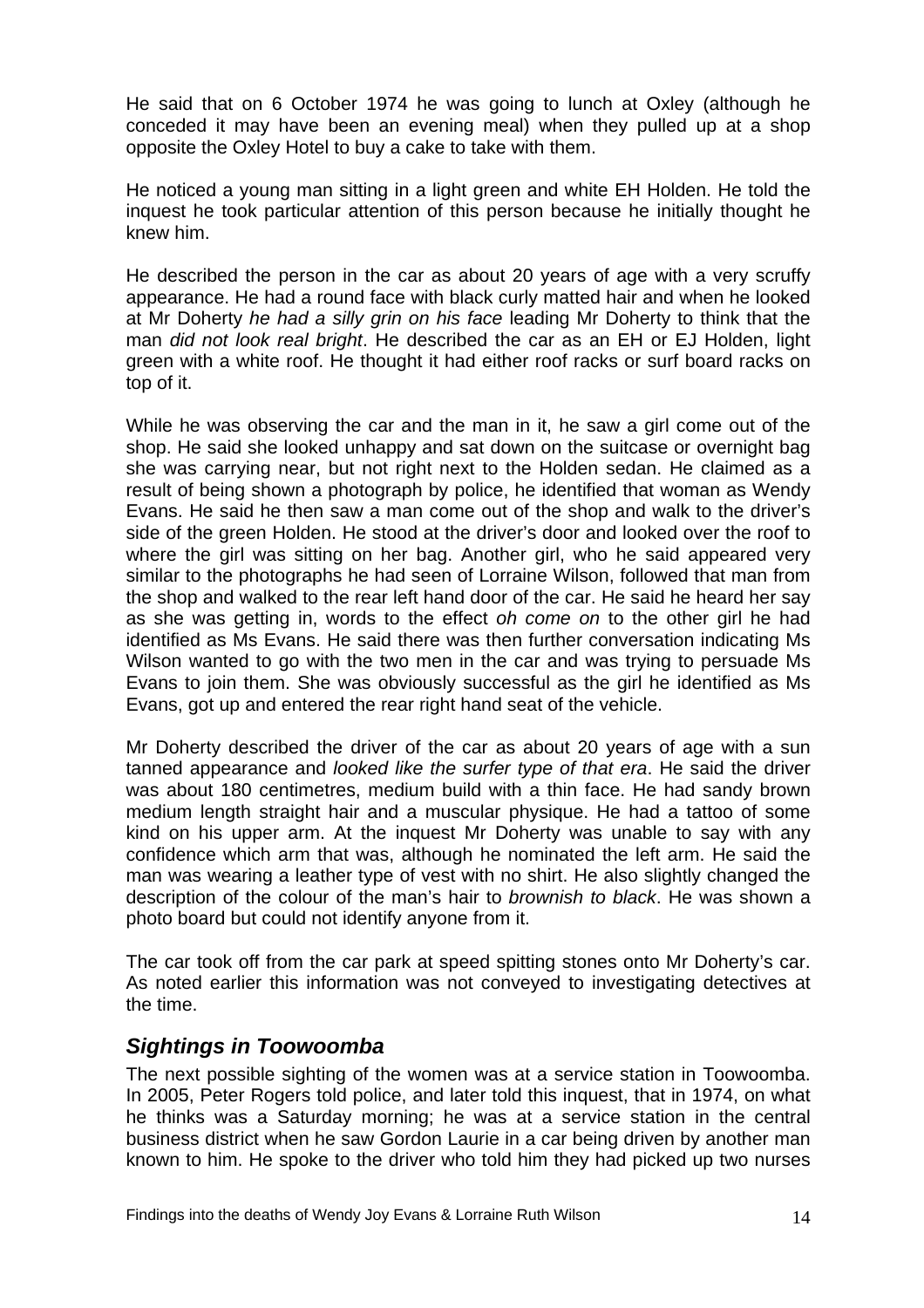He said that on 6 October 1974 he was going to lunch at Oxley (although he conceded it may have been an evening meal) when they pulled up at a shop opposite the Oxley Hotel to buy a cake to take with them.

He noticed a young man sitting in a light green and white EH Holden. He told the inquest he took particular attention of this person because he initially thought he knew him.

He described the person in the car as about 20 years of age with a very scruffy appearance. He had a round face with black curly matted hair and when he looked at Mr Doherty *he had a silly grin on his face* leading Mr Doherty to think that the man *did not look real bright*. He described the car as an EH or EJ Holden, light green with a white roof. He thought it had either roof racks or surf board racks on top of it.

While he was observing the car and the man in it, he saw a girl come out of the shop. He said she looked unhappy and sat down on the suitcase or overnight bag she was carrying near, but not right next to the Holden sedan. He claimed as a result of being shown a photograph by police, he identified that woman as Wendy Evans. He said he then saw a man come out of the shop and walk to the driver's side of the green Holden. He stood at the driver's door and looked over the roof to where the girl was sitting on her bag. Another girl, who he said appeared very similar to the photographs he had seen of Lorraine Wilson, followed that man from the shop and walked to the rear left hand door of the car. He said he heard her say as she was getting in, words to the effect *oh come on* to the other girl he had identified as Ms Evans. He said there was then further conversation indicating Ms Wilson wanted to go with the two men in the car and was trying to persuade Ms Evans to join them. She was obviously successful as the girl he identified as Ms Evans, got up and entered the rear right hand seat of the vehicle.

Mr Doherty described the driver of the car as about 20 years of age with a sun tanned appearance and *looked like the surfer type of that era*. He said the driver was about 180 centimetres, medium build with a thin face. He had sandy brown medium length straight hair and a muscular physique. He had a tattoo of some kind on his upper arm. At the inquest Mr Doherty was unable to say with any confidence which arm that was, although he nominated the left arm. He said the man was wearing a leather type of vest with no shirt. He also slightly changed the description of the colour of the man's hair to *brownish to black*. He was shown a photo board but could not identify anyone from it.

The car took off from the car park at speed spitting stones onto Mr Doherty's car. As noted earlier this information was not conveyed to investigating detectives at the time.

### *Sightings in Toowoomba*

The next possible sighting of the women was at a service station in Toowoomba. In 2005, Peter Rogers told police, and later told this inquest, that in 1974, on what he thinks was a Saturday morning; he was at a service station in the central business district when he saw Gordon Laurie in a car being driven by another man known to him. He spoke to the driver who told him they had picked up two nurses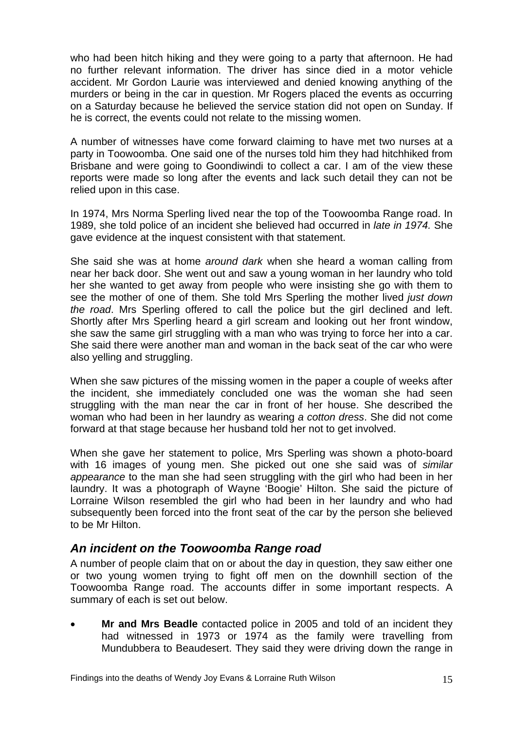who had been hitch hiking and they were going to a party that afternoon. He had no further relevant information. The driver has since died in a motor vehicle accident. Mr Gordon Laurie was interviewed and denied knowing anything of the murders or being in the car in question. Mr Rogers placed the events as occurring on a Saturday because he believed the service station did not open on Sunday. If he is correct, the events could not relate to the missing women.

A number of witnesses have come forward claiming to have met two nurses at a party in Toowoomba. One said one of the nurses told him they had hitchhiked from Brisbane and were going to Goondiwindi to collect a car. I am of the view these reports were made so long after the events and lack such detail they can not be relied upon in this case.

In 1974, Mrs Norma Sperling lived near the top of the Toowoomba Range road. In 1989, she told police of an incident she believed had occurred in *late in 1974.* She gave evidence at the inquest consistent with that statement.

She said she was at home *around dark* when she heard a woman calling from near her back door. She went out and saw a young woman in her laundry who told her she wanted to get away from people who were insisting she go with them to see the mother of one of them. She told Mrs Sperling the mother lived *just down the road*. Mrs Sperling offered to call the police but the girl declined and left. Shortly after Mrs Sperling heard a girl scream and looking out her front window, she saw the same girl struggling with a man who was trying to force her into a car. She said there were another man and woman in the back seat of the car who were also yelling and struggling.

When she saw pictures of the missing women in the paper a couple of weeks after the incident, she immediately concluded one was the woman she had seen struggling with the man near the car in front of her house. She described the woman who had been in her laundry as wearing *a cotton dress*. She did not come forward at that stage because her husband told her not to get involved.

When she gave her statement to police, Mrs Sperling was shown a photo-board with 16 images of young men. She picked out one she said was of *similar appearance* to the man she had seen struggling with the girl who had been in her laundry. It was a photograph of Wayne 'Boogie' Hilton. She said the picture of Lorraine Wilson resembled the girl who had been in her laundry and who had subsequently been forced into the front seat of the car by the person she believed to be Mr Hilton.

## *An incident on the Toowoomba Range road*

A number of people claim that on or about the day in question, they saw either one or two young women trying to fight off men on the downhill section of the Toowoomba Range road. The accounts differ in some important respects. A summary of each is set out below.

- **Mr and Mrs Beadle** contacted police in 2005 and told of an incident they had witnessed in 1973 or 1974 as the family were travelling from Mundubbera to Beaudesert. They said they were driving down the range in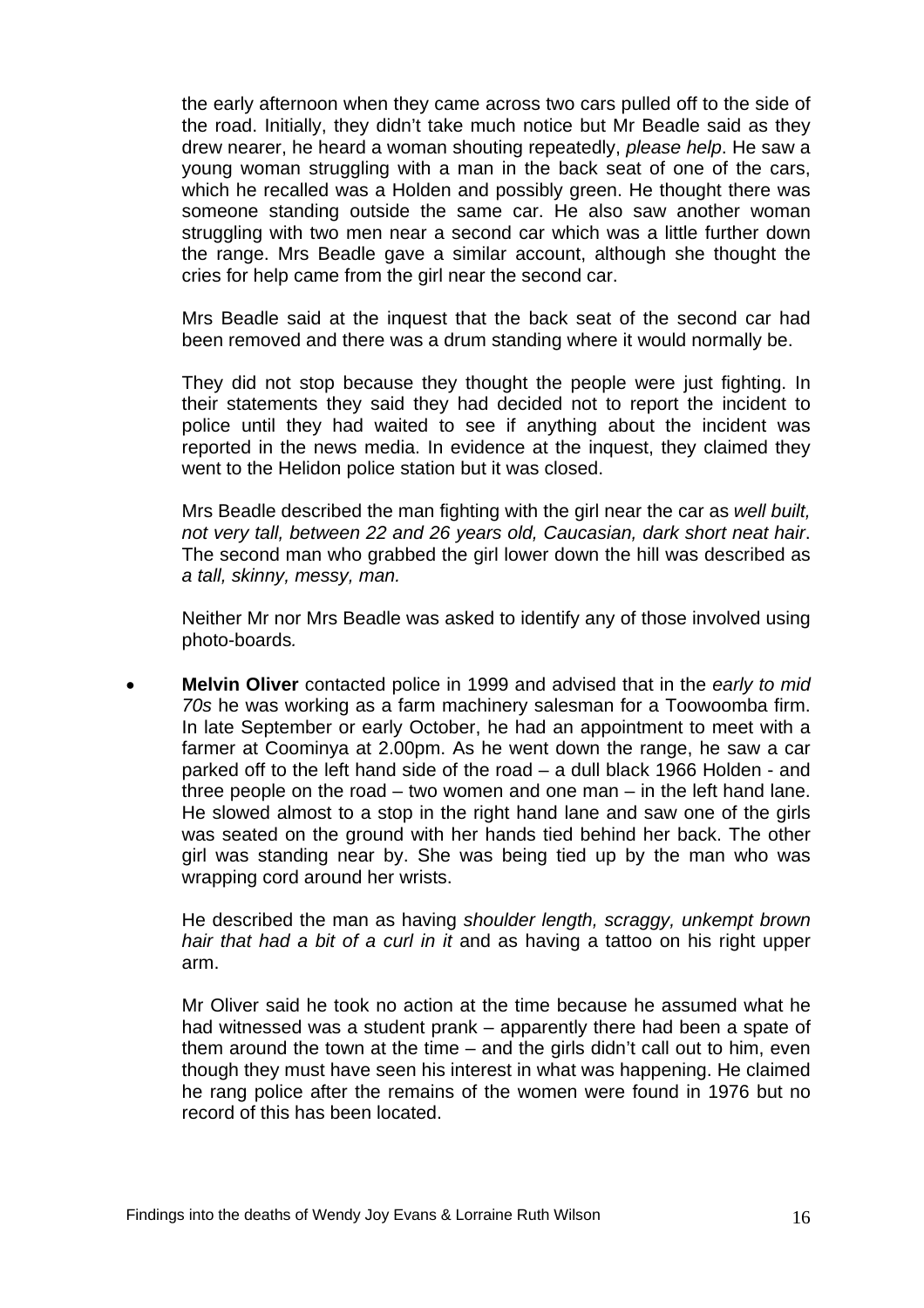the early afternoon when they came across two cars pulled off to the side of the road. Initially, they didn't take much notice but Mr Beadle said as they drew nearer, he heard a woman shouting repeatedly, *please help*. He saw a young woman struggling with a man in the back seat of one of the cars, which he recalled was a Holden and possibly green. He thought there was someone standing outside the same car. He also saw another woman struggling with two men near a second car which was a little further down the range. Mrs Beadle gave a similar account, although she thought the cries for help came from the girl near the second car.

Mrs Beadle said at the inquest that the back seat of the second car had been removed and there was a drum standing where it would normally be.

They did not stop because they thought the people were just fighting. In their statements they said they had decided not to report the incident to police until they had waited to see if anything about the incident was reported in the news media. In evidence at the inquest, they claimed they went to the Helidon police station but it was closed.

Mrs Beadle described the man fighting with the girl near the car as *well built, not very tall, between 22 and 26 years old, Caucasian, dark short neat hair*. The second man who grabbed the girl lower down the hill was described as *a tall, skinny, messy, man.*

Neither Mr nor Mrs Beadle was asked to identify any of those involved using photo-boards.

- **Melvin Oliver** contacted police in 1999 and advised that in the *early to mid 70s* he was working as a farm machinery salesman for a Toowoomba firm. In late September or early October, he had an appointment to meet with a farmer at Coominya at 2.00pm. As he went down the range, he saw a car parked off to the left hand side of the road – a dull black 1966 Holden - and three people on the road – two women and one man – in the left hand lane. He slowed almost to a stop in the right hand lane and saw one of the girls was seated on the ground with her hands tied behind her back. The other girl was standing near by. She was being tied up by the man who was wrapping cord around her wrists.

  He described the man as having *shoulder length, scraggy, unkempt brown hair that had a bit of a curl in it* and as having a tattoo on his right upper arm.

  Mr Oliver said he took no action at the time because he assumed what he had witnessed was a student prank – apparently there had been a spate of them around the town at the time – and the girls didn't call out to him, even though they must have seen his interest in what was happening. He claimed he rang police after the remains of the women were found in 1976 but no record of this has been located.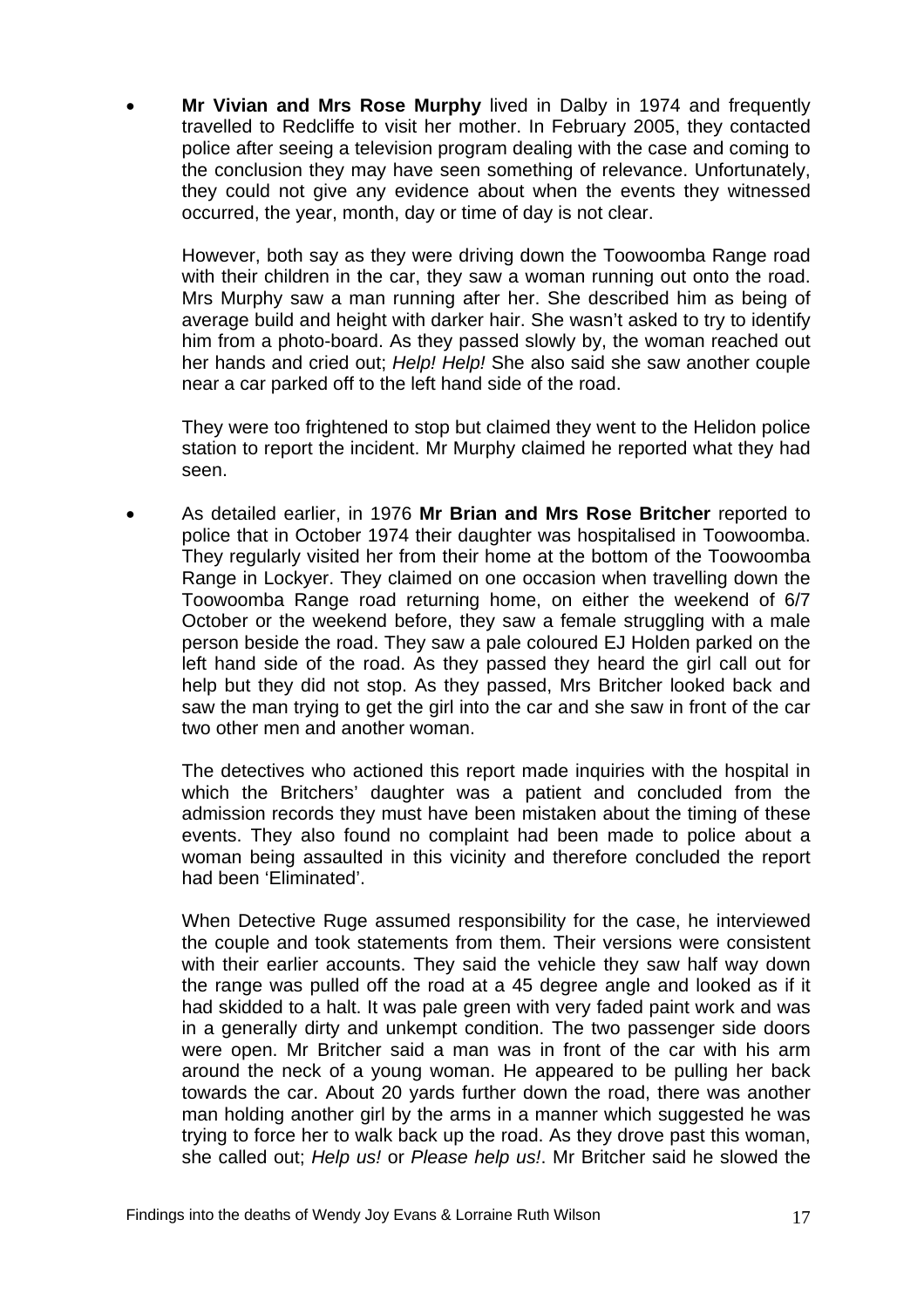- **Mr Vivian and Mrs Rose Murphy** lived in Dalby in 1974 and frequently travelled to Redcliffe to visit her mother. In February 2005, they contacted police after seeing a television program dealing with the case and coming to the conclusion they may have seen something of relevance. Unfortunately, they could not give any evidence about when the events they witnessed occurred, the year, month, day or time of day is not clear.

  However, both say as they were driving down the Toowoomba Range road with their children in the car, they saw a woman running out onto the road. Mrs Murphy saw a man running after her. She described him as being of average build and height with darker hair. She wasn't asked to try to identify him from a photo-board. As they passed slowly by, the woman reached out her hands and cried out; *Help! Help!* She also said she saw another couple near a car parked off to the left hand side of the road.

  They were too frightened to stop but claimed they went to the Helidon police station to report the incident. Mr Murphy claimed he reported what they had seen.

- As detailed earlier, in 1976 **Mr Brian and Mrs Rose Britcher** reported to police that in October 1974 their daughter was hospitalised in Toowoomba. They regularly visited her from their home at the bottom of the Toowoomba Range in Lockyer. They claimed on one occasion when travelling down the Toowoomba Range road returning home, on either the weekend of 6/7 October or the weekend before, they saw a female struggling with a male person beside the road. They saw a pale coloured EJ Holden parked on the left hand side of the road. As they passed they heard the girl call out for help but they did not stop. As they passed, Mrs Britcher looked back and saw the man trying to get the girl into the car and she saw in front of the car two other men and another woman.

  The detectives who actioned this report made inquiries with the hospital in which the Britchers' daughter was a patient and concluded from the admission records they must have been mistaken about the timing of these events. They also found no complaint had been made to police about a woman being assaulted in this vicinity and therefore concluded the report had been 'Eliminated'.

  When Detective Ruge assumed responsibility for the case, he interviewed the couple and took statements from them. Their versions were consistent with their earlier accounts. They said the vehicle they saw half way down the range was pulled off the road at a 45 degree angle and looked as if it had skidded to a halt. It was pale green with very faded paint work and was in a generally dirty and unkempt condition. The two passenger side doors were open. Mr Britcher said a man was in front of the car with his arm around the neck of a young woman. He appeared to be pulling her back towards the car. About 20 yards further down the road, there was another man holding another girl by the arms in a manner which suggested he was trying to force her to walk back up the road. As they drove past this woman, she called out; *Help us!* or *Please help us!*. Mr Britcher said he slowed the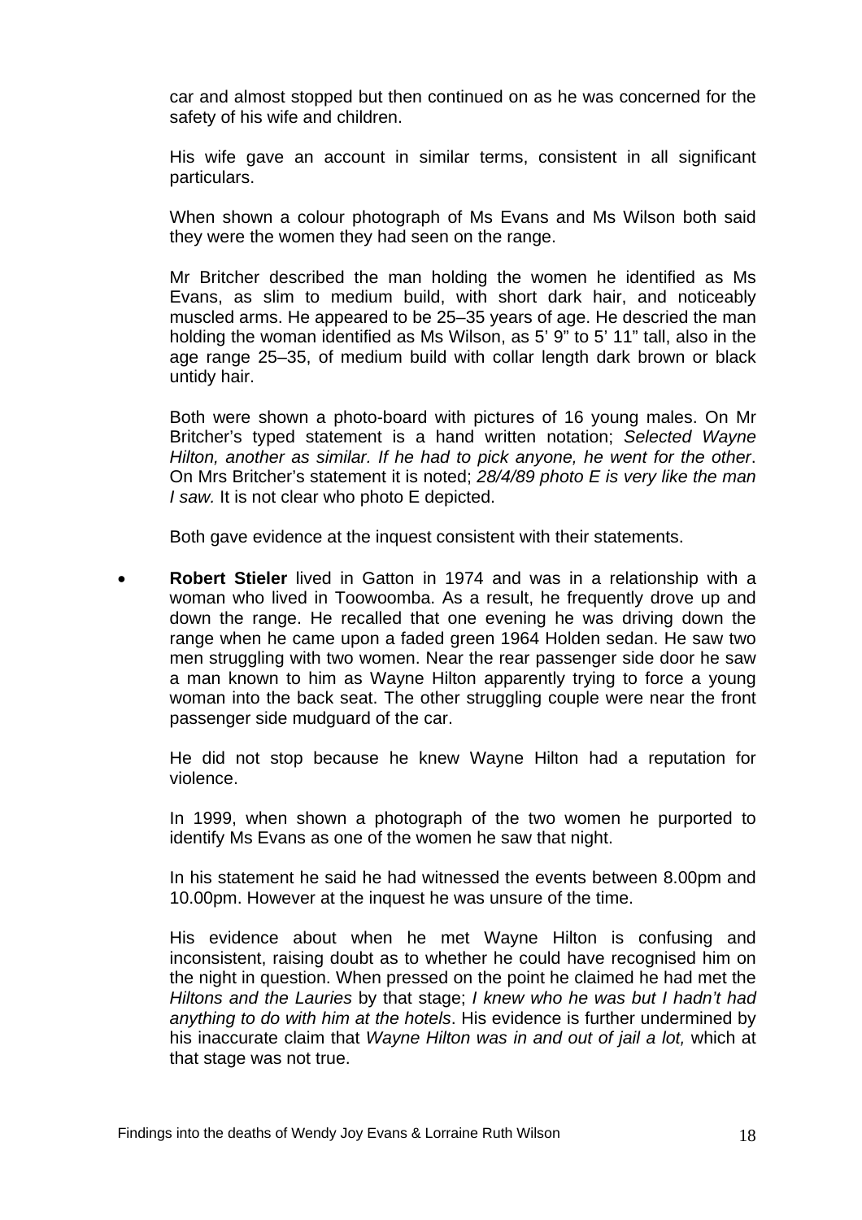car and almost stopped but then continued on as he was concerned for the safety of his wife and children.

His wife gave an account in similar terms, consistent in all significant particulars.

When shown a colour photograph of Ms Evans and Ms Wilson both said they were the women they had seen on the range.

Mr Britcher described the man holding the women he identified as Ms Evans, as slim to medium build, with short dark hair, and noticeably muscled arms. He appeared to be 25–35 years of age. He descried the man holding the woman identified as Ms Wilson, as 5' 9" to 5' 11" tall, also in the age range 25–35, of medium build with collar length dark brown or black untidy hair.

Both were shown a photo-board with pictures of 16 young males. On Mr Britcher's typed statement is a hand written notation; *Selected Wayne Hilton, another as similar. If he had to pick anyone, he went for the other*. On Mrs Britcher's statement it is noted; *28/4/89 photo E is very like the man I saw.* It is not clear who photo E depicted.

Both gave evidence at the inquest consistent with their statements.

- **Robert Stieler** lived in Gatton in 1974 and was in a relationship with a woman who lived in Toowoomba. As a result, he frequently drove up and down the range. He recalled that one evening he was driving down the range when he came upon a faded green 1964 Holden sedan. He saw two men struggling with two women. Near the rear passenger side door he saw a man known to him as Wayne Hilton apparently trying to force a young woman into the back seat. The other struggling couple were near the front passenger side mudguard of the car.

  He did not stop because he knew Wayne Hilton had a reputation for violence.

  In 1999, when shown a photograph of the two women he purported to identify Ms Evans as one of the women he saw that night.

  In his statement he said he had witnessed the events between 8.00pm and 10.00pm. However at the inquest he was unsure of the time.

  His evidence about when he met Wayne Hilton is confusing and inconsistent, raising doubt as to whether he could have recognised him on the night in question. When pressed on the point he claimed he had met the *Hiltons and the Lauries* by that stage; *I knew who he was but I hadn't had anything to do with him at the hotels*. His evidence is further undermined by his inaccurate claim that *Wayne Hilton was in and out of jail a lot,* which at that stage was not true.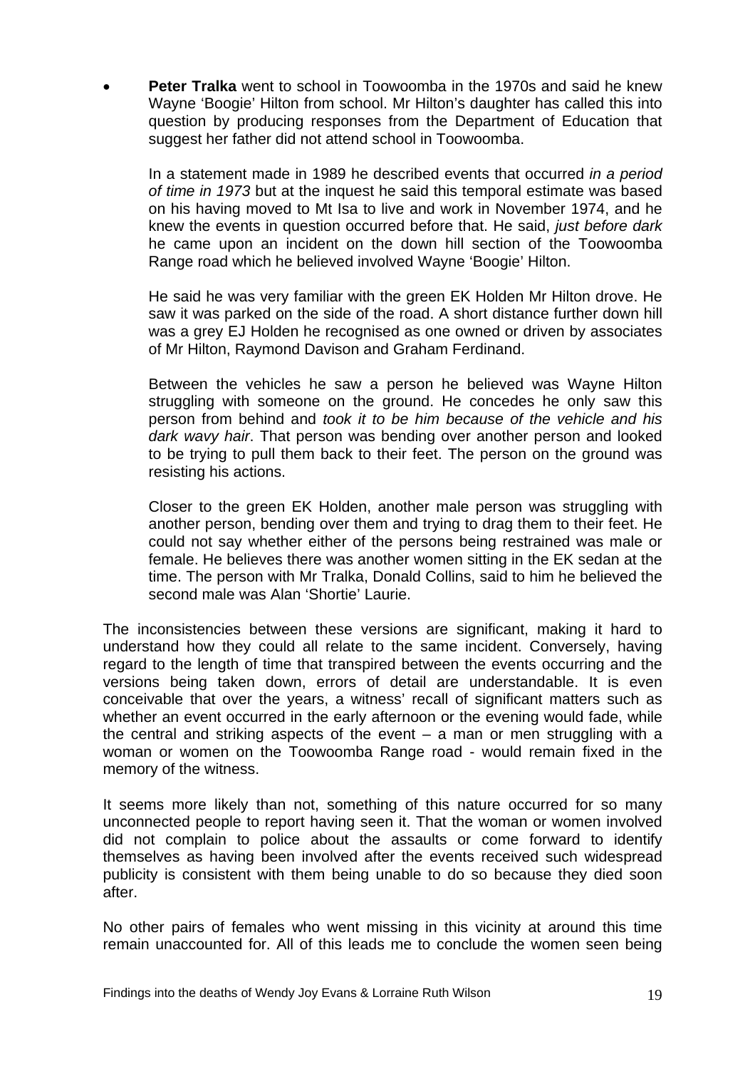- **Peter Tralka** went to school in Toowoomba in the 1970s and said he knew Wayne 'Boogie' Hilton from school. Mr Hilton's daughter has called this into question by producing responses from the Department of Education that suggest her father did not attend school in Toowoomba.

  In a statement made in 1989 he described events that occurred *in a period of time in 1973* but at the inquest he said this temporal estimate was based on his having moved to Mt Isa to live and work in November 1974, and he knew the events in question occurred before that. He said, *just before dark* he came upon an incident on the down hill section of the Toowoomba Range road which he believed involved Wayne 'Boogie' Hilton.

  He said he was very familiar with the green EK Holden Mr Hilton drove. He saw it was parked on the side of the road. A short distance further down hill was a grey EJ Holden he recognised as one owned or driven by associates of Mr Hilton, Raymond Davison and Graham Ferdinand.

  Between the vehicles he saw a person he believed was Wayne Hilton struggling with someone on the ground. He concedes he only saw this person from behind and *took it to be him because of the vehicle and his dark wavy hair*. That person was bending over another person and looked to be trying to pull them back to their feet. The person on the ground was resisting his actions.

  Closer to the green EK Holden, another male person was struggling with another person, bending over them and trying to drag them to their feet. He could not say whether either of the persons being restrained was male or female. He believes there was another women sitting in the EK sedan at the time. The person with Mr Tralka, Donald Collins, said to him he believed the second male was Alan 'Shortie' Laurie.

The inconsistencies between these versions are significant, making it hard to understand how they could all relate to the same incident. Conversely, having regard to the length of time that transpired between the events occurring and the versions being taken down, errors of detail are understandable. It is even conceivable that over the years, a witness' recall of significant matters such as whether an event occurred in the early afternoon or the evening would fade, while the central and striking aspects of the event – a man or men struggling with a woman or women on the Toowoomba Range road - would remain fixed in the memory of the witness.

It seems more likely than not, something of this nature occurred for so many unconnected people to report having seen it. That the woman or women involved did not complain to police about the assaults or come forward to identify themselves as having been involved after the events received such widespread publicity is consistent with them being unable to do so because they died soon after.

No other pairs of females who went missing in this vicinity at around this time remain unaccounted for. All of this leads me to conclude the women seen being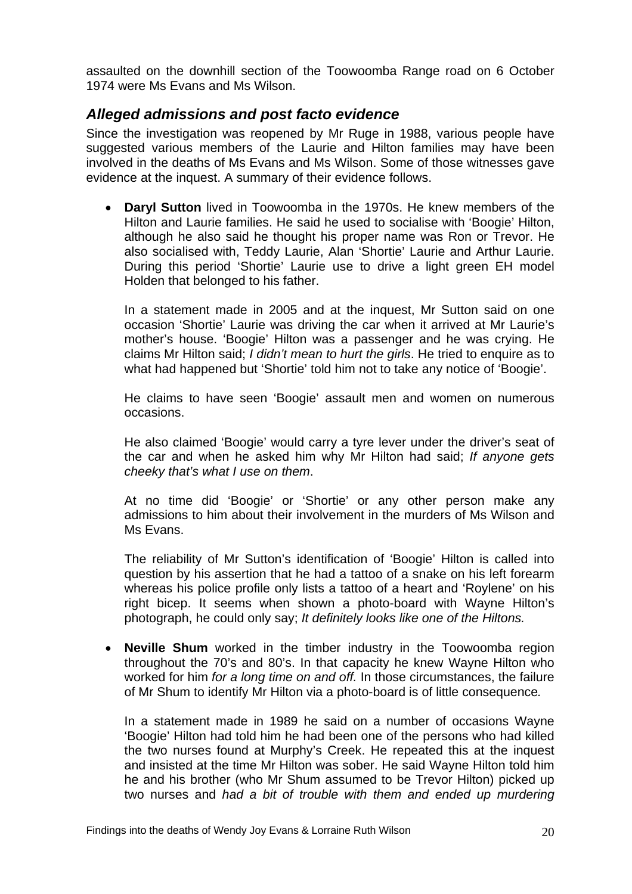assaulted on the downhill section of the Toowoomba Range road on 6 October 1974 were Ms Evans and Ms Wilson.

## *Alleged admissions and post facto evidence*

Since the investigation was reopened by Mr Ruge in 1988, various people have suggested various members of the Laurie and Hilton families may have been involved in the deaths of Ms Evans and Ms Wilson. Some of those witnesses gave evidence at the inquest. A summary of their evidence follows.

- **Daryl Sutton** lived in Toowoomba in the 1970s. He knew members of the Hilton and Laurie families. He said he used to socialise with 'Boogie' Hilton, although he also said he thought his proper name was Ron or Trevor. He also socialised with, Teddy Laurie, Alan 'Shortie' Laurie and Arthur Laurie. During this period 'Shortie' Laurie use to drive a light green EH model Holden that belonged to his father.

  In a statement made in 2005 and at the inquest, Mr Sutton said on one occasion 'Shortie' Laurie was driving the car when it arrived at Mr Laurie's mother's house. 'Boogie' Hilton was a passenger and he was crying. He claims Mr Hilton said; *I didn't mean to hurt the girls*. He tried to enquire as to what had happened but 'Shortie' told him not to take any notice of 'Boogie'.

  He claims to have seen 'Boogie' assault men and women on numerous occasions.

  He also claimed 'Boogie' would carry a tyre lever under the driver's seat of the car and when he asked him why Mr Hilton had said; *If anyone gets cheeky that's what I use on them*.

  At no time did 'Boogie' or 'Shortie' or any other person make any admissions to him about their involvement in the murders of Ms Wilson and Ms Evans.

  The reliability of Mr Sutton's identification of 'Boogie' Hilton is called into question by his assertion that he had a tattoo of a snake on his left forearm whereas his police profile only lists a tattoo of a heart and 'Roylene' on his right bicep. It seems when shown a photo-board with Wayne Hilton's photograph, he could only say; *It definitely looks like one of the Hiltons.*

- **Neville Shum** worked in the timber industry in the Toowoomba region throughout the 70's and 80's. In that capacity he knew Wayne Hilton who worked for him *for a long time on and off.* In those circumstances, the failure of Mr Shum to identify Mr Hilton via a photo-board is of little consequence*.*

  In a statement made in 1989 he said on a number of occasions Wayne 'Boogie' Hilton had told him he had been one of the persons who had killed the two nurses found at Murphy's Creek. He repeated this at the inquest and insisted at the time Mr Hilton was sober. He said Wayne Hilton told him he and his brother (who Mr Shum assumed to be Trevor Hilton) picked up two nurses and *had a bit of trouble with them and ended up murdering*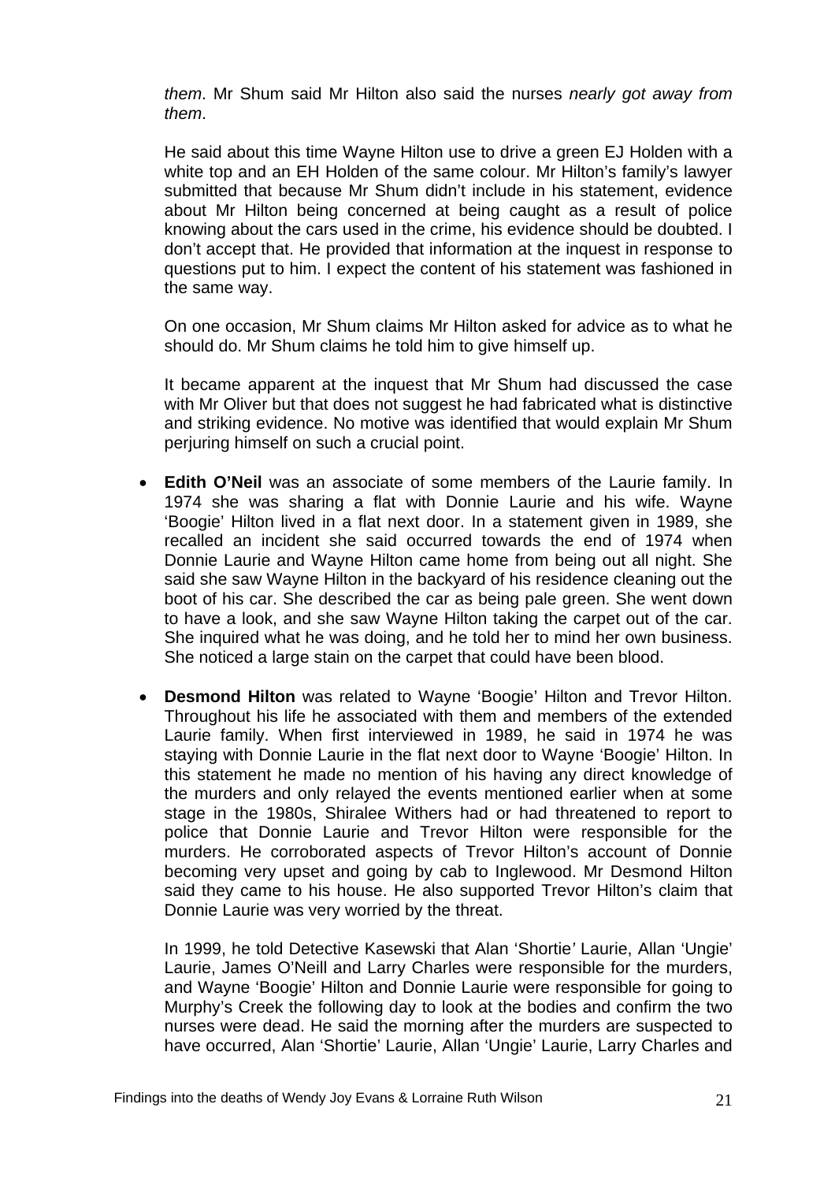*them*. Mr Shum said Mr Hilton also said the nurses *nearly got away from them*.

He said about this time Wayne Hilton use to drive a green EJ Holden with a white top and an EH Holden of the same colour. Mr Hilton's family's lawyer submitted that because Mr Shum didn't include in his statement, evidence about Mr Hilton being concerned at being caught as a result of police knowing about the cars used in the crime, his evidence should be doubted. I don't accept that. He provided that information at the inquest in response to questions put to him. I expect the content of his statement was fashioned in the same way.

On one occasion, Mr Shum claims Mr Hilton asked for advice as to what he should do. Mr Shum claims he told him to give himself up.

It became apparent at the inquest that Mr Shum had discussed the case with Mr Oliver but that does not suggest he had fabricated what is distinctive and striking evidence. No motive was identified that would explain Mr Shum perjuring himself on such a crucial point.

- **Edith O'Neil** was an associate of some members of the Laurie family. In 1974 she was sharing a flat with Donnie Laurie and his wife. Wayne 'Boogie' Hilton lived in a flat next door. In a statement given in 1989, she recalled an incident she said occurred towards the end of 1974 when Donnie Laurie and Wayne Hilton came home from being out all night. She said she saw Wayne Hilton in the backyard of his residence cleaning out the boot of his car. She described the car as being pale green. She went down to have a look, and she saw Wayne Hilton taking the carpet out of the car. She inquired what he was doing, and he told her to mind her own business. She noticed a large stain on the carpet that could have been blood.

- **Desmond Hilton** was related to Wayne 'Boogie' Hilton and Trevor Hilton. Throughout his life he associated with them and members of the extended Laurie family. When first interviewed in 1989, he said in 1974 he was staying with Donnie Laurie in the flat next door to Wayne 'Boogie' Hilton. In this statement he made no mention of his having any direct knowledge of the murders and only relayed the events mentioned earlier when at some stage in the 1980s, Shiralee Withers had or had threatened to report to police that Donnie Laurie and Trevor Hilton were responsible for the murders. He corroborated aspects of Trevor Hilton's account of Donnie becoming very upset and going by cab to Inglewood. Mr Desmond Hilton said they came to his house. He also supported Trevor Hilton's claim that Donnie Laurie was very worried by the threat.

  In 1999, he told Detective Kasewski that Alan 'Shortie' Laurie, Allan 'Ungie' Laurie, James O'Neill and Larry Charles were responsible for the murders, and Wayne 'Boogie' Hilton and Donnie Laurie were responsible for going to Murphy's Creek the following day to look at the bodies and confirm the two nurses were dead. He said the morning after the murders are suspected to have occurred, Alan 'Shortie' Laurie, Allan 'Ungie' Laurie, Larry Charles and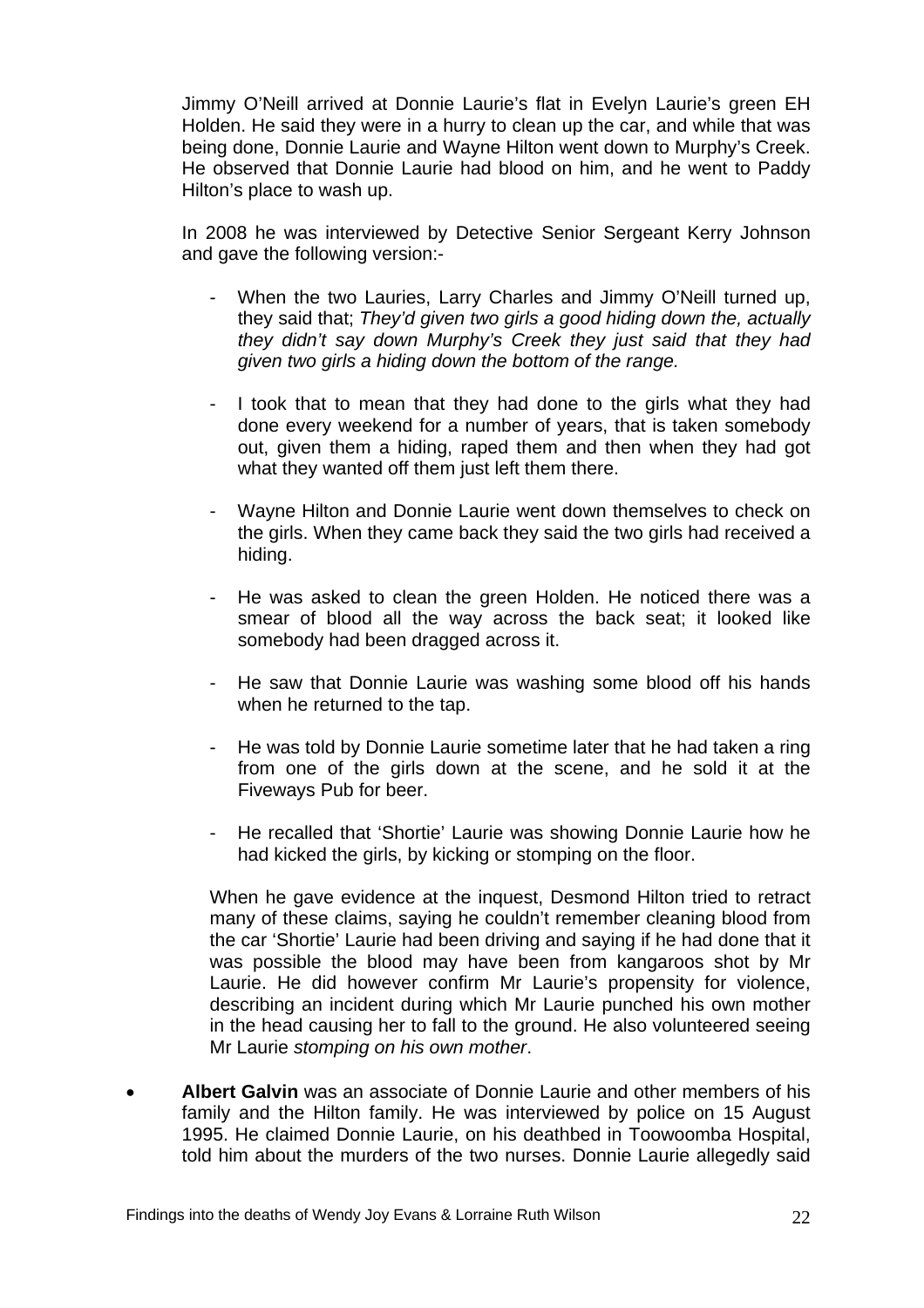Jimmy O'Neill arrived at Donnie Laurie's flat in Evelyn Laurie's green EH Holden. He said they were in a hurry to clean up the car, and while that was being done, Donnie Laurie and Wayne Hilton went down to Murphy's Creek. He observed that Donnie Laurie had blood on him, and he went to Paddy Hilton's place to wash up.

In 2008 he was interviewed by Detective Senior Sergeant Kerry Johnson and gave the following version:-

- When the two Lauries, Larry Charles and Jimmy O'Neill turned up, they said that; *They'd given two girls a good hiding down the, actually they didn't say down Murphy's Creek they just said that they had given two girls a hiding down the bottom of the range.*
- I took that to mean that they had done to the girls what they had done every weekend for a number of years, that is taken somebody out, given them a hiding, raped them and then when they had got what they wanted off them just left them there.
- Wayne Hilton and Donnie Laurie went down themselves to check on the girls. When they came back they said the two girls had received a hiding.
- He was asked to clean the green Holden. He noticed there was a smear of blood all the way across the back seat; it looked like somebody had been dragged across it.
- He saw that Donnie Laurie was washing some blood off his hands when he returned to the tap.
- He was told by Donnie Laurie sometime later that he had taken a ring from one of the girls down at the scene, and he sold it at the Fiveways Pub for beer.
- He recalled that 'Shortie' Laurie was showing Donnie Laurie how he had kicked the girls, by kicking or stomping on the floor.

When he gave evidence at the inquest, Desmond Hilton tried to retract many of these claims, saying he couldn't remember cleaning blood from the car 'Shortie' Laurie had been driving and saying if he had done that it was possible the blood may have been from kangaroos shot by Mr Laurie. He did however confirm Mr Laurie's propensity for violence, describing an incident during which Mr Laurie punched his own mother in the head causing her to fall to the ground. He also volunteered seeing Mr Laurie *stomping on his own mother*.

- **Albert Galvin** was an associate of Donnie Laurie and other members of his family and the Hilton family. He was interviewed by police on 15 August 1995. He claimed Donnie Laurie, on his deathbed in Toowoomba Hospital, told him about the murders of the two nurses. Donnie Laurie allegedly said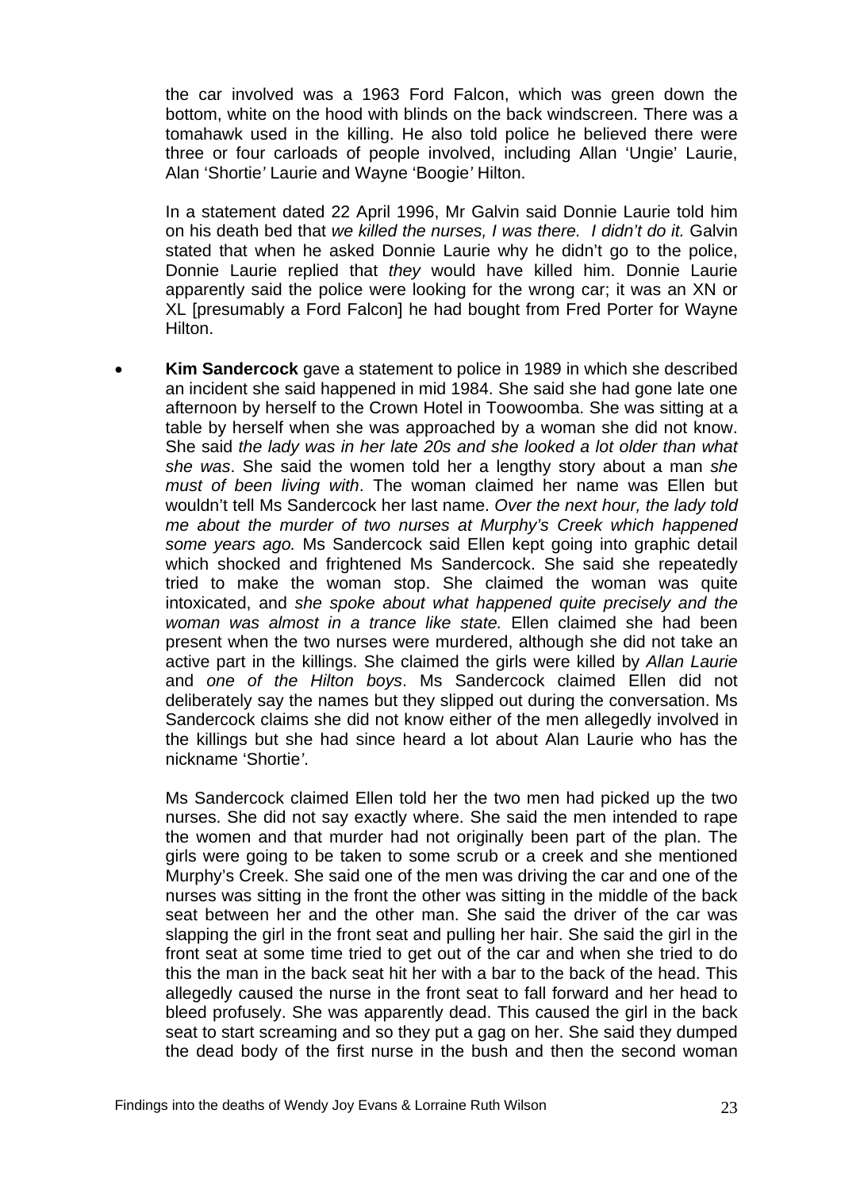the car involved was a 1963 Ford Falcon, which was green down the bottom, white on the hood with blinds on the back windscreen. There was a tomahawk used in the killing. He also told police he believed there were three or four carloads of people involved, including Allan 'Ungie' Laurie, Alan 'Shortie' Laurie and Wayne 'Boogie' Hilton.

In a statement dated 22 April 1996, Mr Galvin said Donnie Laurie told him on his death bed that *we killed the nurses, I was there. I didn't do it.* Galvin stated that when he asked Donnie Laurie why he didn't go to the police, Donnie Laurie replied that *they* would have killed him. Donnie Laurie apparently said the police were looking for the wrong car; it was an XN or XL [presumably a Ford Falcon] he had bought from Fred Porter for Wayne Hilton.

- **Kim Sandercock** gave a statement to police in 1989 in which she described an incident she said happened in mid 1984. She said she had gone late one afternoon by herself to the Crown Hotel in Toowoomba. She was sitting at a table by herself when she was approached by a woman she did not know. She said *the lady was in her late 20s and she looked a lot older than what she was*. She said the women told her a lengthy story about a man *she must of been living with*. The woman claimed her name was Ellen but wouldn't tell Ms Sandercock her last name. *Over the next hour, the lady told me about the murder of two nurses at Murphy's Creek which happened some years ago.* Ms Sandercock said Ellen kept going into graphic detail which shocked and frightened Ms Sandercock. She said she repeatedly tried to make the woman stop. She claimed the woman was quite intoxicated, and *she spoke about what happened quite precisely and the woman was almost in a trance like state.* Ellen claimed she had been present when the two nurses were murdered, although she did not take an active part in the killings. She claimed the girls were killed by *Allan Laurie* and *one of the Hilton boys*. Ms Sandercock claimed Ellen did not deliberately say the names but they slipped out during the conversation. Ms Sandercock claims she did not know either of the men allegedly involved in the killings but she had since heard a lot about Alan Laurie who has the nickname 'Shortie'.

  Ms Sandercock claimed Ellen told her the two men had picked up the two nurses. She did not say exactly where. She said the men intended to rape the women and that murder had not originally been part of the plan. The girls were going to be taken to some scrub or a creek and she mentioned Murphy's Creek. She said one of the men was driving the car and one of the nurses was sitting in the front the other was sitting in the middle of the back seat between her and the other man. She said the driver of the car was slapping the girl in the front seat and pulling her hair. She said the girl in the front seat at some time tried to get out of the car and when she tried to do this the man in the back seat hit her with a bar to the back of the head. This allegedly caused the nurse in the front seat to fall forward and her head to bleed profusely. She was apparently dead. This caused the girl in the back seat to start screaming and so they put a gag on her. She said they dumped the dead body of the first nurse in the bush and then the second woman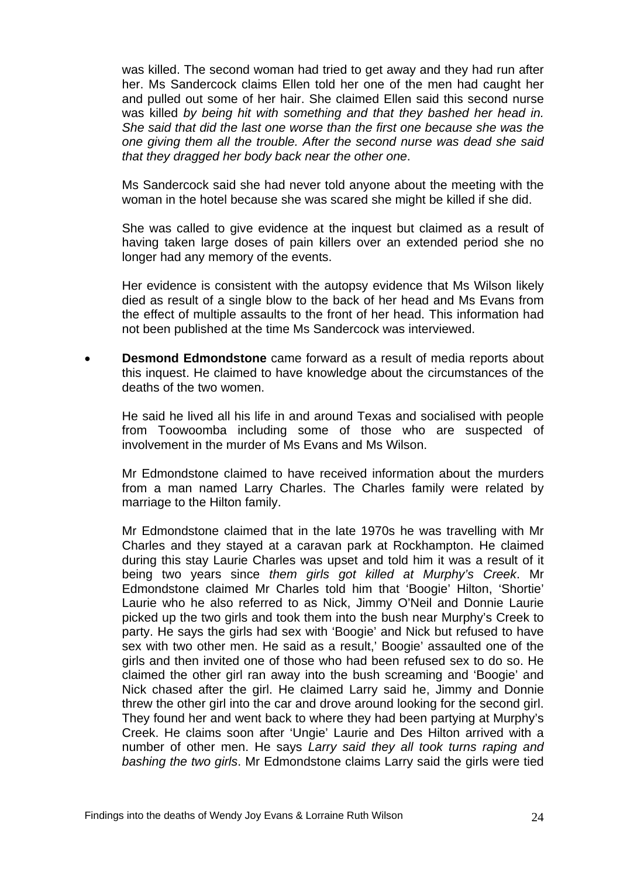was killed. The second woman had tried to get away and they had run after her. Ms Sandercock claims Ellen told her one of the men had caught her and pulled out some of her hair. She claimed Ellen said this second nurse was killed *by being hit with something and that they bashed her head in. She said that did the last one worse than the first one because she was the one giving them all the trouble. After the second nurse was dead she said that they dragged her body back near the other one*.

Ms Sandercock said she had never told anyone about the meeting with the woman in the hotel because she was scared she might be killed if she did.

She was called to give evidence at the inquest but claimed as a result of having taken large doses of pain killers over an extended period she no longer had any memory of the events.

Her evidence is consistent with the autopsy evidence that Ms Wilson likely died as result of a single blow to the back of her head and Ms Evans from the effect of multiple assaults to the front of her head. This information had not been published at the time Ms Sandercock was interviewed.

- **Desmond Edmondstone** came forward as a result of media reports about this inquest. He claimed to have knowledge about the circumstances of the deaths of the two women.

  He said he lived all his life in and around Texas and socialised with people from Toowoomba including some of those who are suspected of involvement in the murder of Ms Evans and Ms Wilson.

  Mr Edmondstone claimed to have received information about the murders from a man named Larry Charles. The Charles family were related by marriage to the Hilton family.

  Mr Edmondstone claimed that in the late 1970s he was travelling with Mr Charles and they stayed at a caravan park at Rockhampton. He claimed during this stay Laurie Charles was upset and told him it was a result of it being two years since *them girls got killed at Murphy's Creek*. Mr Edmondstone claimed Mr Charles told him that 'Boogie' Hilton, 'Shortie' Laurie who he also referred to as Nick, Jimmy O'Neil and Donnie Laurie picked up the two girls and took them into the bush near Murphy's Creek to party. He says the girls had sex with 'Boogie' and Nick but refused to have sex with two other men. He said as a result,' Boogie' assaulted one of the girls and then invited one of those who had been refused sex to do so. He claimed the other girl ran away into the bush screaming and 'Boogie' and Nick chased after the girl. He claimed Larry said he, Jimmy and Donnie threw the other girl into the car and drove around looking for the second girl. They found her and went back to where they had been partying at Murphy's Creek. He claims soon after 'Ungie' Laurie and Des Hilton arrived with a number of other men. He says *Larry said they all took turns raping and bashing the two girls*. Mr Edmondstone claims Larry said the girls were tied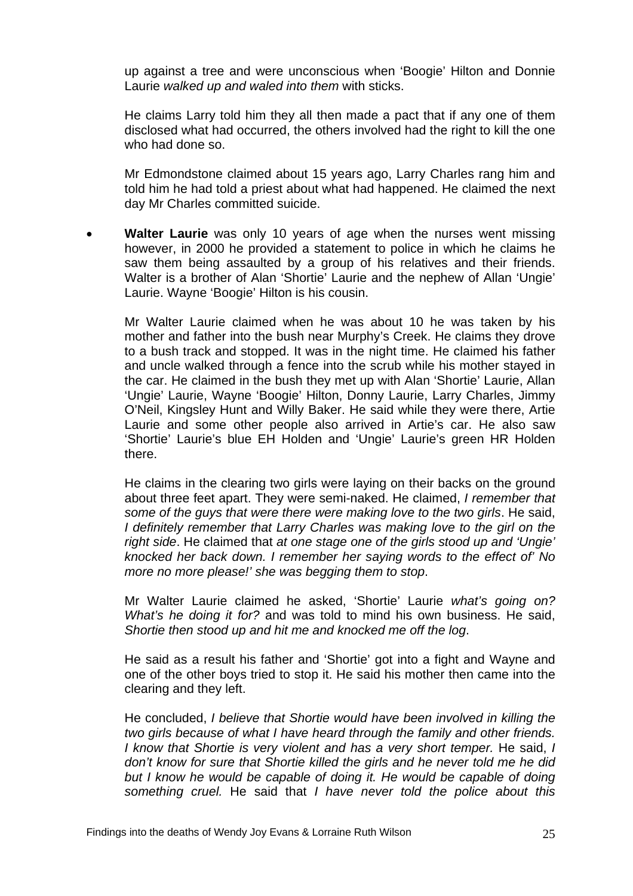up against a tree and were unconscious when 'Boogie' Hilton and Donnie Laurie *walked up and waled into them* with sticks.

He claims Larry told him they all then made a pact that if any one of them disclosed what had occurred, the others involved had the right to kill the one who had done so.

Mr Edmondstone claimed about 15 years ago, Larry Charles rang him and told him he had told a priest about what had happened. He claimed the next day Mr Charles committed suicide.

- **Walter Laurie** was only 10 years of age when the nurses went missing however, in 2000 he provided a statement to police in which he claims he saw them being assaulted by a group of his relatives and their friends. Walter is a brother of Alan 'Shortie' Laurie and the nephew of Allan 'Ungie' Laurie. Wayne 'Boogie' Hilton is his cousin.

  Mr Walter Laurie claimed when he was about 10 he was taken by his mother and father into the bush near Murphy's Creek. He claims they drove to a bush track and stopped. It was in the night time. He claimed his father and uncle walked through a fence into the scrub while his mother stayed in the car. He claimed in the bush they met up with Alan 'Shortie' Laurie, Allan 'Ungie' Laurie, Wayne 'Boogie' Hilton, Donny Laurie, Larry Charles, Jimmy O'Neil, Kingsley Hunt and Willy Baker. He said while they were there, Artie Laurie and some other people also arrived in Artie's car. He also saw 'Shortie' Laurie's blue EH Holden and 'Ungie' Laurie's green HR Holden there.

  He claims in the clearing two girls were laying on their backs on the ground about three feet apart. They were semi-naked. He claimed, *I remember that some of the guys that were there were making love to the two girls*. He said, *I definitely remember that Larry Charles was making love to the girl on the right side*. He claimed that *at one stage one of the girls stood up and 'Ungie' knocked her back down. I remember her saying words to the effect of' No more no more please!' she was begging them to stop*.

  Mr Walter Laurie claimed he asked, 'Shortie' Laurie *what's going on? What's he doing it for?* and was told to mind his own business. He said, *Shortie then stood up and hit me and knocked me off the log*.

  He said as a result his father and 'Shortie' got into a fight and Wayne and one of the other boys tried to stop it. He said his mother then came into the clearing and they left.

  He concluded, *I believe that Shortie would have been involved in killing the two girls because of what I have heard through the family and other friends. I know that Shortie is very violent and has a very short temper.* He said, *I don't know for sure that Shortie killed the girls and he never told me he did but I know he would be capable of doing it. He would be capable of doing something cruel.* He said that *I have never told the police about this*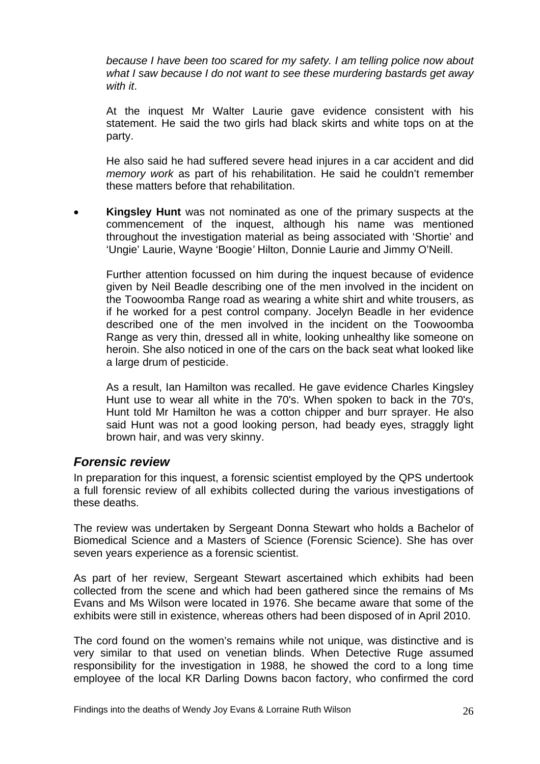*because I have been too scared for my safety. I am telling police now about what I saw because I do not want to see these murdering bastards get away with it*.

At the inquest Mr Walter Laurie gave evidence consistent with his statement. He said the two girls had black skirts and white tops on at the party.

He also said he had suffered severe head injures in a car accident and did *memory work* as part of his rehabilitation. He said he couldn't remember these matters before that rehabilitation.

- **Kingsley Hunt** was not nominated as one of the primary suspects at the commencement of the inquest, although his name was mentioned throughout the investigation material as being associated with 'Shortie' and 'Ungie' Laurie, Wayne 'Boogie*'* Hilton, Donnie Laurie and Jimmy O'Neill.

  Further attention focussed on him during the inquest because of evidence given by Neil Beadle describing one of the men involved in the incident on the Toowoomba Range road as wearing a white shirt and white trousers, as if he worked for a pest control company. Jocelyn Beadle in her evidence described one of the men involved in the incident on the Toowoomba Range as very thin, dressed all in white, looking unhealthy like someone on heroin. She also noticed in one of the cars on the back seat what looked like a large drum of pesticide.

  As a result, Ian Hamilton was recalled. He gave evidence Charles Kingsley Hunt use to wear all white in the 70's. When spoken to back in the 70's, Hunt told Mr Hamilton he was a cotton chipper and burr sprayer. He also said Hunt was not a good looking person, had beady eyes, straggly light brown hair, and was very skinny.

## *Forensic review*

In preparation for this inquest, a forensic scientist employed by the QPS undertook a full forensic review of all exhibits collected during the various investigations of these deaths.

The review was undertaken by Sergeant Donna Stewart who holds a Bachelor of Biomedical Science and a Masters of Science (Forensic Science). She has over seven years experience as a forensic scientist.

As part of her review, Sergeant Stewart ascertained which exhibits had been collected from the scene and which had been gathered since the remains of Ms Evans and Ms Wilson were located in 1976. She became aware that some of the exhibits were still in existence, whereas others had been disposed of in April 2010.

The cord found on the women's remains while not unique, was distinctive and is very similar to that used on venetian blinds. When Detective Ruge assumed responsibility for the investigation in 1988, he showed the cord to a long time employee of the local KR Darling Downs bacon factory, who confirmed the cord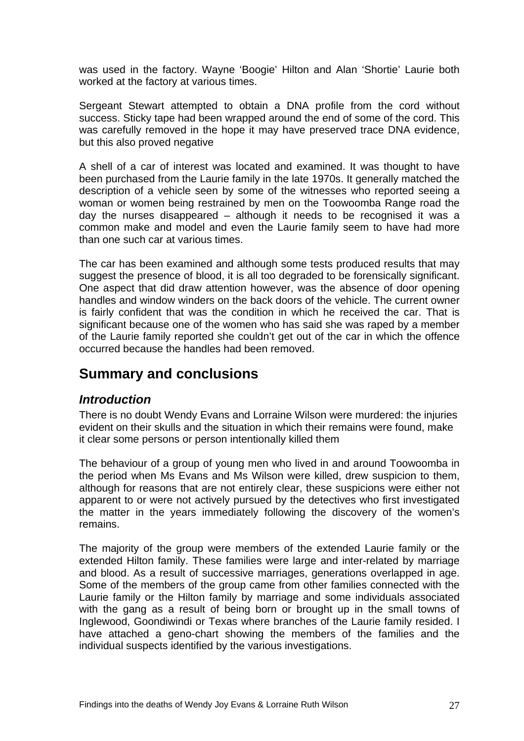was used in the factory. Wayne 'Boogie' Hilton and Alan 'Shortie' Laurie both worked at the factory at various times.

Sergeant Stewart attempted to obtain a DNA profile from the cord without success. Sticky tape had been wrapped around the end of some of the cord. This was carefully removed in the hope it may have preserved trace DNA evidence, but this also proved negative

A shell of a car of interest was located and examined. It was thought to have been purchased from the Laurie family in the late 1970s. It generally matched the description of a vehicle seen by some of the witnesses who reported seeing a woman or women being restrained by men on the Toowoomba Range road the day the nurses disappeared – although it needs to be recognised it was a common make and model and even the Laurie family seem to have had more than one such car at various times.

The car has been examined and although some tests produced results that may suggest the presence of blood, it is all too degraded to be forensically significant. One aspect that did draw attention however, was the absence of door opening handles and window winders on the back doors of the vehicle. The current owner is fairly confident that was the condition in which he received the car. That is significant because one of the women who has said she was raped by a member of the Laurie family reported she couldn't get out of the car in which the offence occurred because the handles had been removed.

## Summary and conclusions

### *Introduction*

There is no doubt Wendy Evans and Lorraine Wilson were murdered: the injuries evident on their skulls and the situation in which their remains were found, make it clear some persons or person intentionally killed them

The behaviour of a group of young men who lived in and around Toowoomba in the period when Ms Evans and Ms Wilson were killed, drew suspicion to them, although for reasons that are not entirely clear, these suspicions were either not apparent to or were not actively pursued by the detectives who first investigated the matter in the years immediately following the discovery of the women's remains.

The majority of the group were members of the extended Laurie family or the extended Hilton family. These families were large and inter-related by marriage and blood. As a result of successive marriages, generations overlapped in age. Some of the members of the group came from other families connected with the Laurie family or the Hilton family by marriage and some individuals associated with the gang as a result of being born or brought up in the small towns of Inglewood, Goondiwindi or Texas where branches of the Laurie family resided. I have attached a geno-chart showing the members of the families and the individual suspects identified by the various investigations.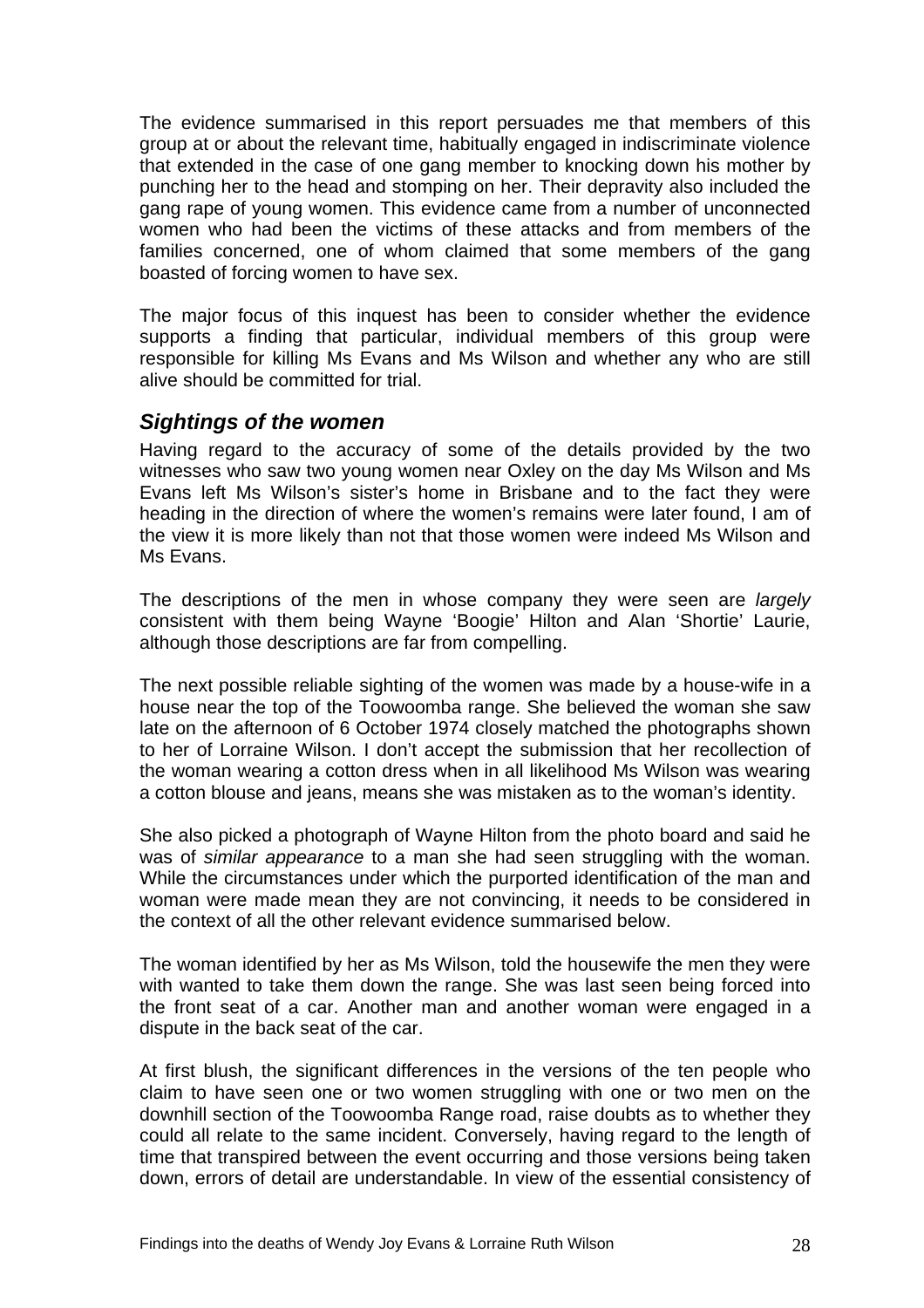The evidence summarised in this report persuades me that members of this group at or about the relevant time, habitually engaged in indiscriminate violence that extended in the case of one gang member to knocking down his mother by punching her to the head and stomping on her. Their depravity also included the gang rape of young women. This evidence came from a number of unconnected women who had been the victims of these attacks and from members of the families concerned, one of whom claimed that some members of the gang boasted of forcing women to have sex.

The major focus of this inquest has been to consider whether the evidence supports a finding that particular, individual members of this group were responsible for killing Ms Evans and Ms Wilson and whether any who are still alive should be committed for trial.

### *Sightings of the women*

Having regard to the accuracy of some of the details provided by the two witnesses who saw two young women near Oxley on the day Ms Wilson and Ms Evans left Ms Wilson's sister's home in Brisbane and to the fact they were heading in the direction of where the women's remains were later found, I am of the view it is more likely than not that those women were indeed Ms Wilson and Ms Evans.

The descriptions of the men in whose company they were seen are *largely* consistent with them being Wayne 'Boogie' Hilton and Alan 'Shortie' Laurie, although those descriptions are far from compelling.

The next possible reliable sighting of the women was made by a house-wife in a house near the top of the Toowoomba range. She believed the woman she saw late on the afternoon of 6 October 1974 closely matched the photographs shown to her of Lorraine Wilson. I don't accept the submission that her recollection of the woman wearing a cotton dress when in all likelihood Ms Wilson was wearing a cotton blouse and jeans, means she was mistaken as to the woman's identity.

She also picked a photograph of Wayne Hilton from the photo board and said he was of *similar appearance* to a man she had seen struggling with the woman. While the circumstances under which the purported identification of the man and woman were made mean they are not convincing, it needs to be considered in the context of all the other relevant evidence summarised below.

The woman identified by her as Ms Wilson, told the housewife the men they were with wanted to take them down the range. She was last seen being forced into the front seat of a car. Another man and another woman were engaged in a dispute in the back seat of the car.

At first blush, the significant differences in the versions of the ten people who claim to have seen one or two women struggling with one or two men on the downhill section of the Toowoomba Range road, raise doubts as to whether they could all relate to the same incident. Conversely, having regard to the length of time that transpired between the event occurring and those versions being taken down, errors of detail are understandable. In view of the essential consistency of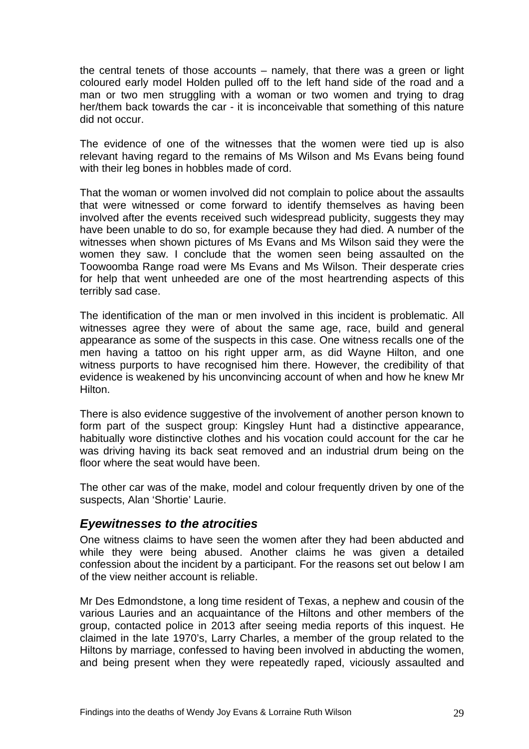the central tenets of those accounts – namely, that there was a green or light coloured early model Holden pulled off to the left hand side of the road and a man or two men struggling with a woman or two women and trying to drag her/them back towards the car - it is inconceivable that something of this nature did not occur.

The evidence of one of the witnesses that the women were tied up is also relevant having regard to the remains of Ms Wilson and Ms Evans being found with their leg bones in hobbles made of cord.

That the woman or women involved did not complain to police about the assaults that were witnessed or come forward to identify themselves as having been involved after the events received such widespread publicity, suggests they may have been unable to do so, for example because they had died. A number of the witnesses when shown pictures of Ms Evans and Ms Wilson said they were the women they saw. I conclude that the women seen being assaulted on the Toowoomba Range road were Ms Evans and Ms Wilson. Their desperate cries for help that went unheeded are one of the most heartrending aspects of this terribly sad case.

The identification of the man or men involved in this incident is problematic. All witnesses agree they were of about the same age, race, build and general appearance as some of the suspects in this case. One witness recalls one of the men having a tattoo on his right upper arm, as did Wayne Hilton, and one witness purports to have recognised him there. However, the credibility of that evidence is weakened by his unconvincing account of when and how he knew Mr Hilton.

There is also evidence suggestive of the involvement of another person known to form part of the suspect group: Kingsley Hunt had a distinctive appearance, habitually wore distinctive clothes and his vocation could account for the car he was driving having its back seat removed and an industrial drum being on the floor where the seat would have been.

The other car was of the make, model and colour frequently driven by one of the suspects, Alan 'Shortie' Laurie.

## *Eyewitnesses to the atrocities*

One witness claims to have seen the women after they had been abducted and while they were being abused. Another claims he was given a detailed confession about the incident by a participant. For the reasons set out below I am of the view neither account is reliable.

Mr Des Edmondstone, a long time resident of Texas, a nephew and cousin of the various Lauries and an acquaintance of the Hiltons and other members of the group, contacted police in 2013 after seeing media reports of this inquest. He claimed in the late 1970's, Larry Charles, a member of the group related to the Hiltons by marriage, confessed to having been involved in abducting the women, and being present when they were repeatedly raped, viciously assaulted and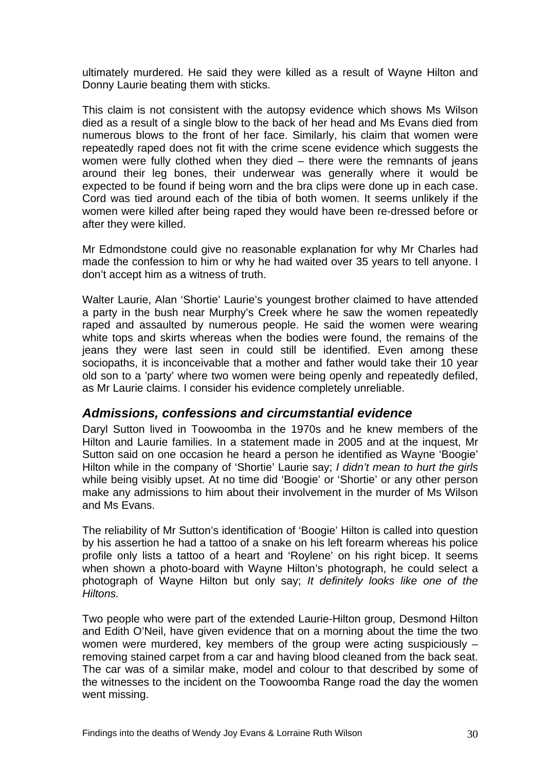ultimately murdered. He said they were killed as a result of Wayne Hilton and Donny Laurie beating them with sticks.

This claim is not consistent with the autopsy evidence which shows Ms Wilson died as a result of a single blow to the back of her head and Ms Evans died from numerous blows to the front of her face. Similarly, his claim that women were repeatedly raped does not fit with the crime scene evidence which suggests the women were fully clothed when they died – there were the remnants of jeans around their leg bones, their underwear was generally where it would be expected to be found if being worn and the bra clips were done up in each case. Cord was tied around each of the tibia of both women. It seems unlikely if the women were killed after being raped they would have been re-dressed before or after they were killed.

Mr Edmondstone could give no reasonable explanation for why Mr Charles had made the confession to him or why he had waited over 35 years to tell anyone. I don't accept him as a witness of truth.

Walter Laurie, Alan 'Shortie' Laurie's youngest brother claimed to have attended a party in the bush near Murphy's Creek where he saw the women repeatedly raped and assaulted by numerous people. He said the women were wearing white tops and skirts whereas when the bodies were found, the remains of the jeans they were last seen in could still be identified. Even among these sociopaths, it is inconceivable that a mother and father would take their 10 year old son to a 'party' where two women were being openly and repeatedly defiled, as Mr Laurie claims. I consider his evidence completely unreliable.

### *Admissions, confessions and circumstantial evidence*

Daryl Sutton lived in Toowoomba in the 1970s and he knew members of the Hilton and Laurie families. In a statement made in 2005 and at the inquest, Mr Sutton said on one occasion he heard a person he identified as Wayne 'Boogie' Hilton while in the company of 'Shortie' Laurie say; *I didn't mean to hurt the girls* while being visibly upset. At no time did 'Boogie' or 'Shortie' or any other person make any admissions to him about their involvement in the murder of Ms Wilson and Ms Evans.

The reliability of Mr Sutton's identification of 'Boogie' Hilton is called into question by his assertion he had a tattoo of a snake on his left forearm whereas his police profile only lists a tattoo of a heart and 'Roylene' on his right bicep. It seems when shown a photo-board with Wayne Hilton's photograph, he could select a photograph of Wayne Hilton but only say; *It definitely looks like one of the Hiltons.*

Two people who were part of the extended Laurie-Hilton group, Desmond Hilton and Edith O'Neil, have given evidence that on a morning about the time the two women were murdered, key members of the group were acting suspiciously – removing stained carpet from a car and having blood cleaned from the back seat. The car was of a similar make, model and colour to that described by some of the witnesses to the incident on the Toowoomba Range road the day the women went missing.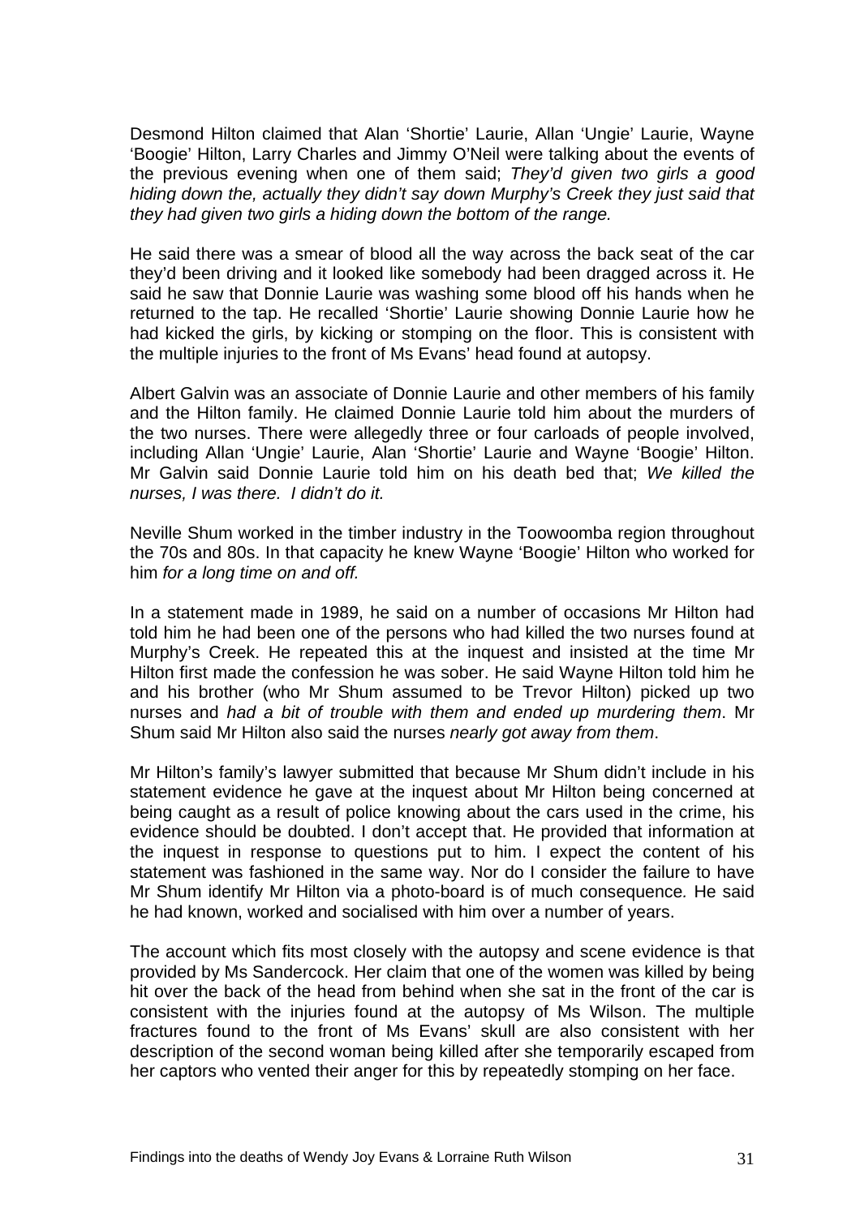Desmond Hilton claimed that Alan 'Shortie' Laurie, Allan 'Ungie' Laurie, Wayne 'Boogie' Hilton, Larry Charles and Jimmy O'Neil were talking about the events of the previous evening when one of them said; *They'd given two girls a good hiding down the, actually they didn't say down Murphy's Creek they just said that they had given two girls a hiding down the bottom of the range.*

He said there was a smear of blood all the way across the back seat of the car they'd been driving and it looked like somebody had been dragged across it. He said he saw that Donnie Laurie was washing some blood off his hands when he returned to the tap. He recalled 'Shortie' Laurie showing Donnie Laurie how he had kicked the girls, by kicking or stomping on the floor. This is consistent with the multiple injuries to the front of Ms Evans' head found at autopsy.

Albert Galvin was an associate of Donnie Laurie and other members of his family and the Hilton family. He claimed Donnie Laurie told him about the murders of the two nurses. There were allegedly three or four carloads of people involved, including Allan 'Ungie' Laurie, Alan 'Shortie' Laurie and Wayne 'Boogie' Hilton. Mr Galvin said Donnie Laurie told him on his death bed that; *We killed the nurses, I was there. I didn't do it.*

Neville Shum worked in the timber industry in the Toowoomba region throughout the 70s and 80s. In that capacity he knew Wayne 'Boogie' Hilton who worked for him *for a long time on and off.*

In a statement made in 1989, he said on a number of occasions Mr Hilton had told him he had been one of the persons who had killed the two nurses found at Murphy's Creek. He repeated this at the inquest and insisted at the time Mr Hilton first made the confession he was sober. He said Wayne Hilton told him he and his brother (who Mr Shum assumed to be Trevor Hilton) picked up two nurses and *had a bit of trouble with them and ended up murdering them*. Mr Shum said Mr Hilton also said the nurses *nearly got away from them*.

Mr Hilton's family's lawyer submitted that because Mr Shum didn't include in his statement evidence he gave at the inquest about Mr Hilton being concerned at being caught as a result of police knowing about the cars used in the crime, his evidence should be doubted. I don't accept that. He provided that information at the inquest in response to questions put to him. I expect the content of his statement was fashioned in the same way. Nor do I consider the failure to have Mr Shum identify Mr Hilton via a photo-board is of much consequence. He said he had known, worked and socialised with him over a number of years.

The account which fits most closely with the autopsy and scene evidence is that provided by Ms Sandercock. Her claim that one of the women was killed by being hit over the back of the head from behind when she sat in the front of the car is consistent with the injuries found at the autopsy of Ms Wilson. The multiple fractures found to the front of Ms Evans' skull are also consistent with her description of the second woman being killed after she temporarily escaped from her captors who vented their anger for this by repeatedly stomping on her face.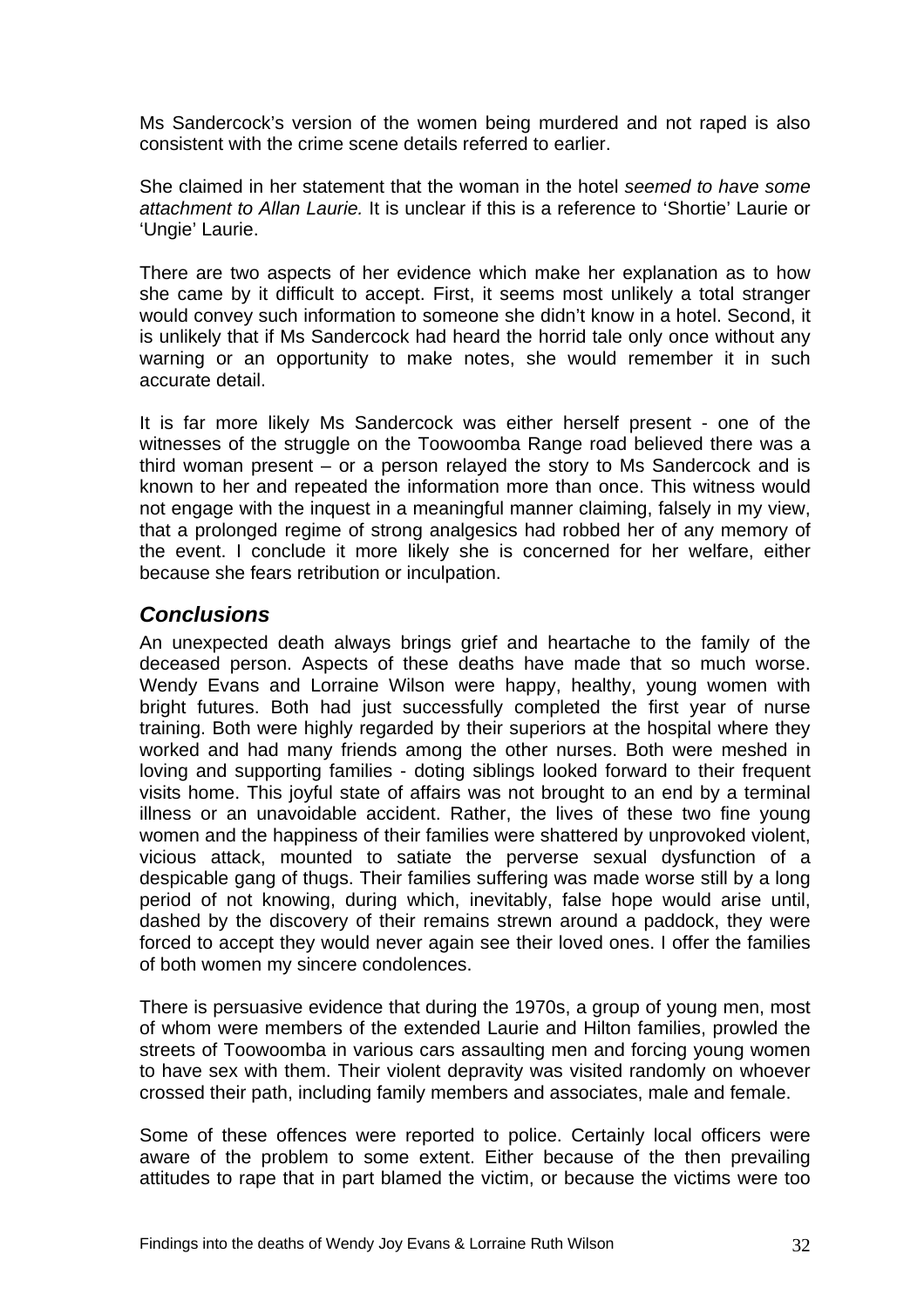Ms Sandercock's version of the women being murdered and not raped is also consistent with the crime scene details referred to earlier.

She claimed in her statement that the woman in the hotel *seemed to have some attachment to Allan Laurie.* It is unclear if this is a reference to 'Shortie' Laurie or 'Ungie' Laurie.

There are two aspects of her evidence which make her explanation as to how she came by it difficult to accept. First, it seems most unlikely a total stranger would convey such information to someone she didn't know in a hotel. Second, it is unlikely that if Ms Sandercock had heard the horrid tale only once without any warning or an opportunity to make notes, she would remember it in such accurate detail.

It is far more likely Ms Sandercock was either herself present - one of the witnesses of the struggle on the Toowoomba Range road believed there was a third woman present – or a person relayed the story to Ms Sandercock and is known to her and repeated the information more than once. This witness would not engage with the inquest in a meaningful manner claiming, falsely in my view, that a prolonged regime of strong analgesics had robbed her of any memory of the event. I conclude it more likely she is concerned for her welfare, either because she fears retribution or inculpation.

## *Conclusions*

An unexpected death always brings grief and heartache to the family of the deceased person. Aspects of these deaths have made that so much worse. Wendy Evans and Lorraine Wilson were happy, healthy, young women with bright futures. Both had just successfully completed the first year of nurse training. Both were highly regarded by their superiors at the hospital where they worked and had many friends among the other nurses. Both were meshed in loving and supporting families - doting siblings looked forward to their frequent visits home. This joyful state of affairs was not brought to an end by a terminal illness or an unavoidable accident. Rather, the lives of these two fine young women and the happiness of their families were shattered by unprovoked violent, vicious attack, mounted to satiate the perverse sexual dysfunction of a despicable gang of thugs. Their families suffering was made worse still by a long period of not knowing, during which, inevitably, false hope would arise until, dashed by the discovery of their remains strewn around a paddock, they were forced to accept they would never again see their loved ones. I offer the families of both women my sincere condolences.

There is persuasive evidence that during the 1970s, a group of young men, most of whom were members of the extended Laurie and Hilton families, prowled the streets of Toowoomba in various cars assaulting men and forcing young women to have sex with them. Their violent depravity was visited randomly on whoever crossed their path, including family members and associates, male and female.

Some of these offences were reported to police. Certainly local officers were aware of the problem to some extent. Either because of the then prevailing attitudes to rape that in part blamed the victim, or because the victims were too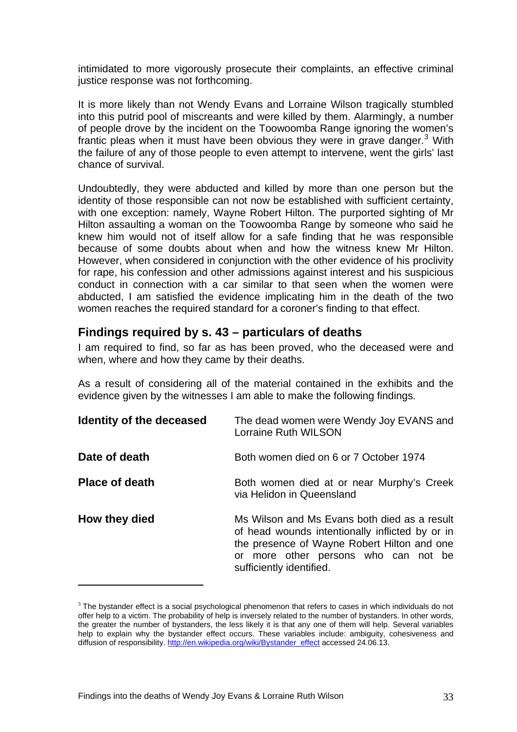intimidated to more vigorously prosecute their complaints, an effective criminal justice response was not forthcoming.

It is more likely than not Wendy Evans and Lorraine Wilson tragically stumbled into this putrid pool of miscreants and were killed by them. Alarmingly, a number of people drove by the incident on the Toowoomba Range ignoring the women's frantic pleas when it must have been obvious they were in grave danger.[3] With the failure of any of those people to even attempt to intervene, went the girls' last chance of survival.

Undoubtedly, they were abducted and killed by more than one person but the identity of those responsible can not now be established with sufficient certainty, with one exception: namely, Wayne Robert Hilton. The purported sighting of Mr Hilton assaulting a woman on the Toowoomba Range by someone who said he knew him would not of itself allow for a safe finding that he was responsible because of some doubts about when and how the witness knew Mr Hilton. However, when considered in conjunction with the other evidence of his proclivity for rape, his confession and other admissions against interest and his suspicious conduct in connection with a car similar to that seen when the women were abducted, I am satisfied the evidence implicating him in the death of the two women reaches the required standard for a coroner's finding to that effect.

## Findings required by s. 43 – particulars of deaths

I am required to find, so far as has been proved, who the deceased were and when, where and how they came by their deaths.

As a result of considering all of the material contained in the exhibits and the evidence given by the witnesses I am able to make the following findings.

| | |
|---|---|
| **Identity of the deceased** | The dead women were Wendy Joy EVANS and Lorraine Ruth WILSON |
| **Date of death** | Both women died on 6 or 7 October 1974 |
| **Place of death** | Both women died at or near Murphy's Creek via Helidon in Queensland |
| **How they died** | Ms Wilson and Ms Evans both died as a result of head wounds intentionally inflicted by or in the presence of Wayne Robert Hilton and one or more other persons who can not be sufficiently identified. |

[3] The bystander effect is a social psychological phenomenon that refers to cases in which individuals do not offer help to a victim. The probability of help is inversely related to the number of bystanders. In other words, the greater the number of bystanders, the less likely it is that any one of them will help. Several variables help to explain why the bystander effect occurs. These variables include: ambiguity, cohesiveness and diffusion of responsibility. http://en.wikipedia.org/wiki/Bystander_effect accessed 24.06.13.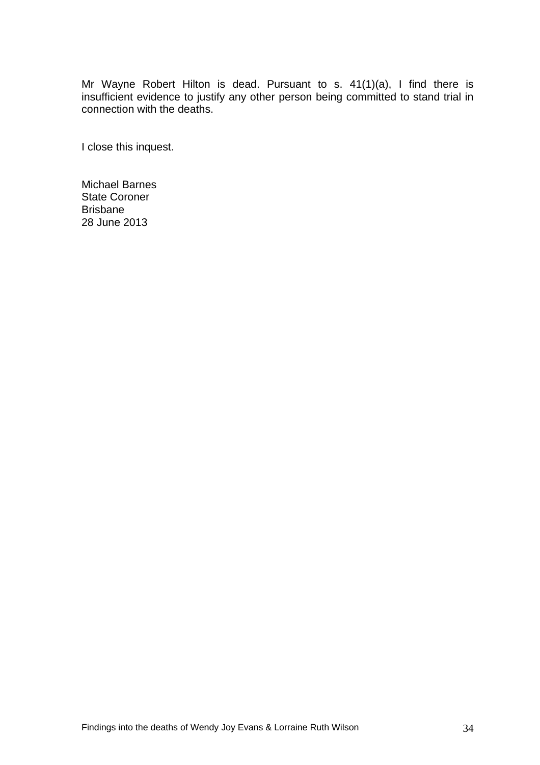Mr Wayne Robert Hilton is dead. Pursuant to s. 41(1)(a), I find there is insufficient evidence to justify any other person being committed to stand trial in connection with the deaths.

I close this inquest.

Michael Barnes
State Coroner
Brisbane
28 June 2013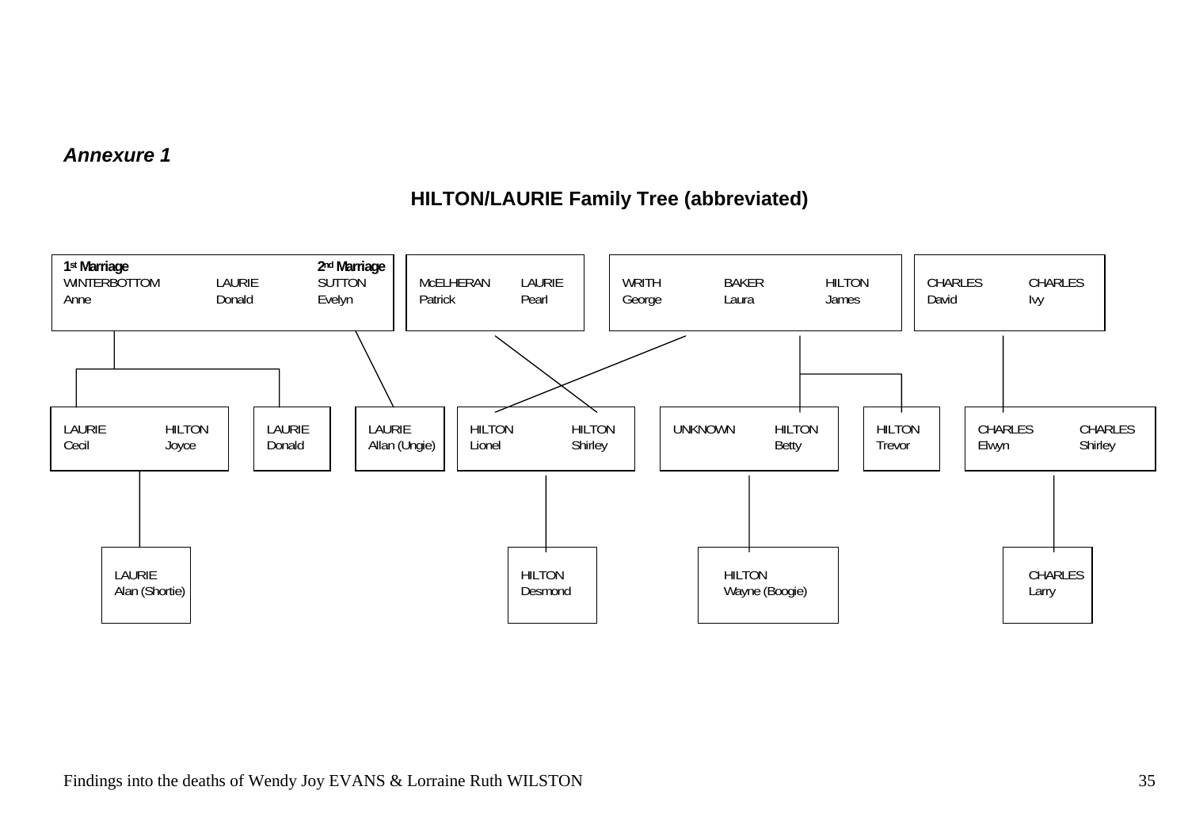***Annexure 1***

## HILTON/LAURIE Family Tree (abbreviated)

**1st Marriage**
WINTERBOTTOM
Anne

LAURIE
Donald

**2nd Marriage**
SUTTON
Evelyn

McELHERAN
Patrick

LAURIE
Pearl

WRITH
George

BAKER
Laura

HILTON
James

CHARLES
David

CHARLES
Ivy

LAURIE
Cecil

HILTON
Joyce

LAURIE
Donald

LAURIE
Allan (Ungie)

HILTON
Lionel

HILTON
Shirley

UNKNOWN

HILTON
Betty

HILTON
Trevor

CHARLES
Elwyn

CHARLES
Shirley

LAURIE
Alan (Shortie)

HILTON
Desmond

HILTON
Wayne (Boogie)

CHARLES
Larry